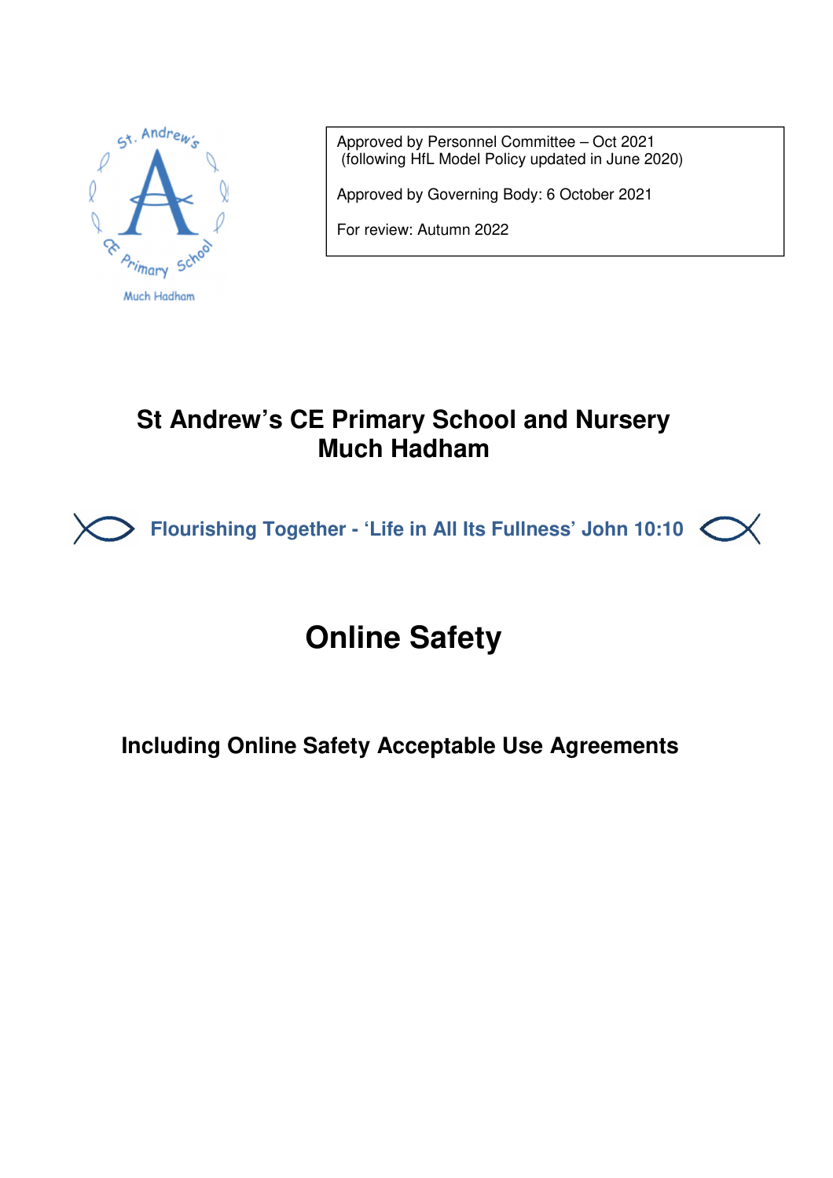Approved by Personnel Committee – Oct 2021
(following HfL Model Policy updated in June 2020)

Approved by Governing Body: 6 October 2021

For review: Autumn 2022

## St Andrew's CE Primary School and Nursery
## Much Hadham

**Flourishing Together - 'Life in All Its Fullness' John 10:10**

# Online Safety

### Including Online Safety Acceptable Use Agreements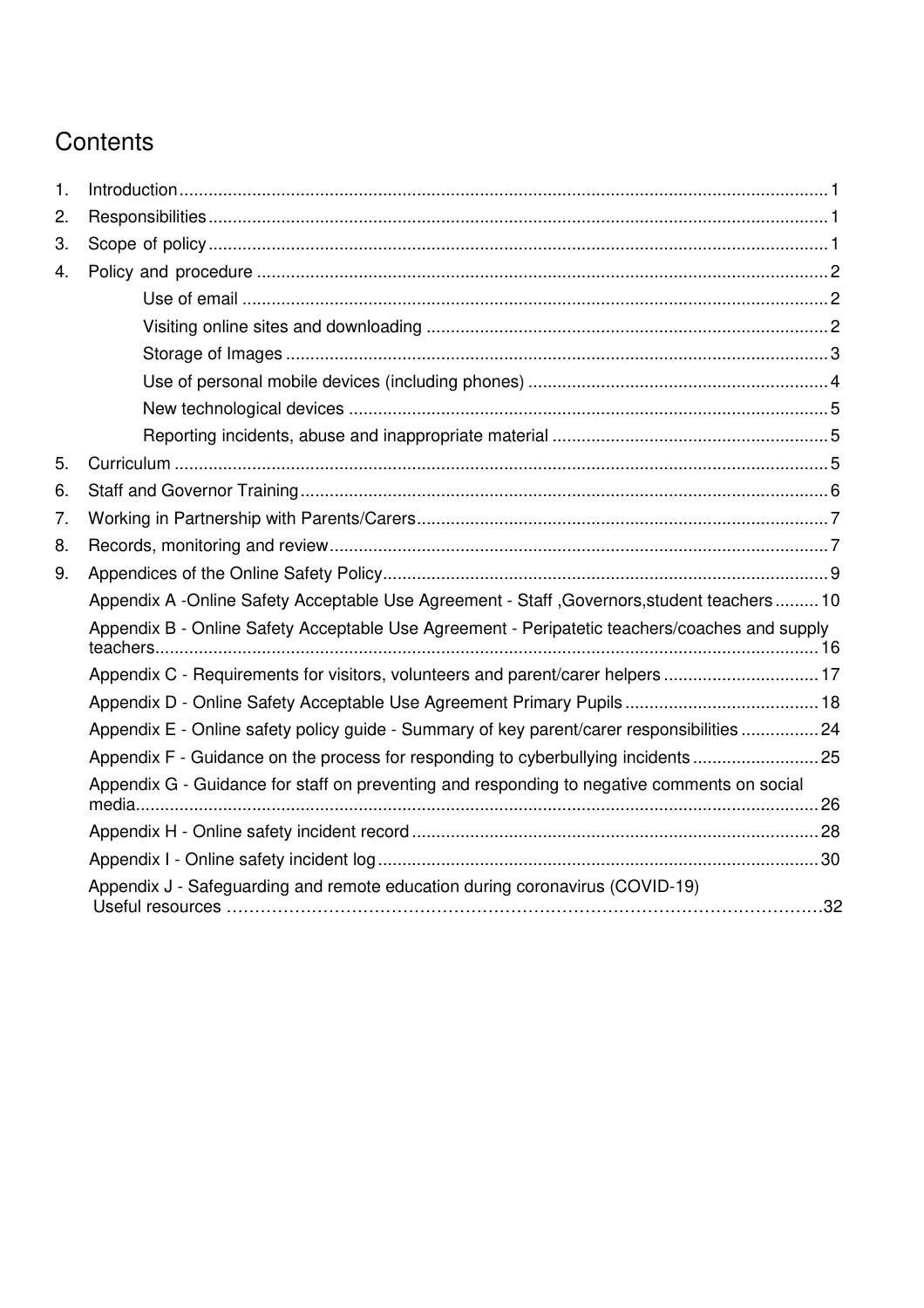# Contents

1. Introduction ..... 1
2. Responsibilities ..... 1
3. Scope of policy ..... 1
4. Policy and procedure ..... 2
   - Use of email ..... 2
   - Visiting online sites and downloading ..... 2
   - Storage of Images ..... 3
   - Use of personal mobile devices (including phones) ..... 4
   - New technological devices ..... 5
   - Reporting incidents, abuse and inappropriate material ..... 5
5. Curriculum ..... 5
6. Staff and Governor Training ..... 6
7. Working in Partnership with Parents/Carers ..... 7
8. Records, monitoring and review ..... 7
9. Appendices of the Online Safety Policy ..... 9
   - Appendix A -Online Safety Acceptable Use Agreement - Staff ,Governors,student teachers ..... 10
   - Appendix B - Online Safety Acceptable Use Agreement - Peripatetic teachers/coaches and supply teachers ..... 16
   - Appendix C - Requirements for visitors, volunteers and parent/carer helpers ..... 17
   - Appendix D - Online Safety Acceptable Use Agreement Primary Pupils ..... 18
   - Appendix E - Online safety policy guide - Summary of key parent/carer responsibilities ..... 24
   - Appendix F - Guidance on the process for responding to cyberbullying incidents ..... 25
   - Appendix G - Guidance for staff on preventing and responding to negative comments on social media ..... 26
   - Appendix H - Online safety incident record ..... 28
   - Appendix I - Online safety incident log ..... 30
   - Appendix J - Safeguarding and remote education during coronavirus (COVID-19) Useful resources ..... 32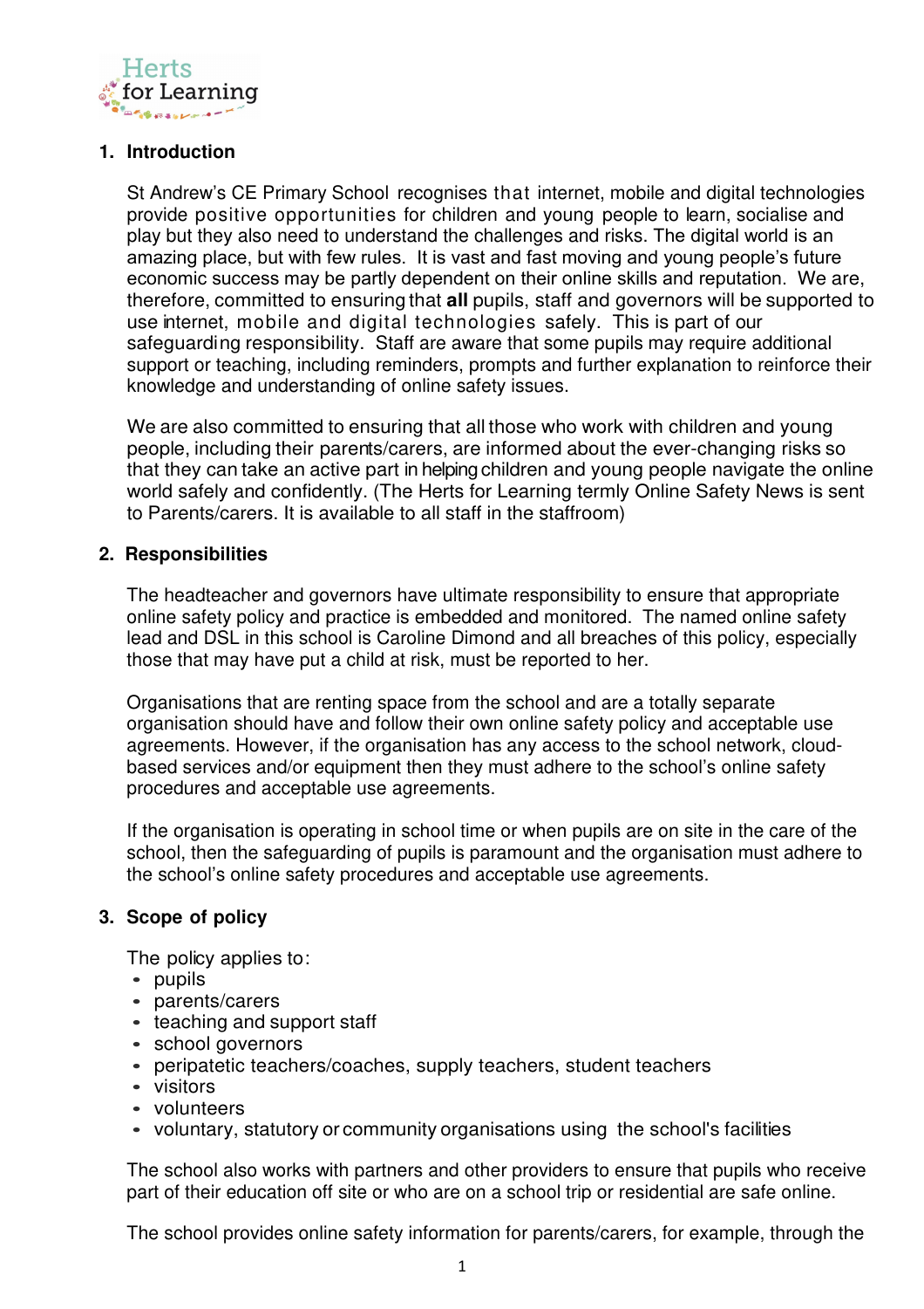## 1. Introduction

St Andrew's CE Primary School recognises that internet, mobile and digital technologies provide positive opportunities for children and young people to learn, socialise and play but they also need to understand the challenges and risks. The digital world is an amazing place, but with few rules. It is vast and fast moving and young people's future economic success may be partly dependent on their online skills and reputation. We are, therefore, committed to ensuring that **all** pupils, staff and governors will be supported to use internet, mobile and digital technologies safely. This is part of our safeguarding responsibility. Staff are aware that some pupils may require additional support or teaching, including reminders, prompts and further explanation to reinforce their knowledge and understanding of online safety issues.

We are also committed to ensuring that all those who work with children and young people, including their parents/carers, are informed about the ever-changing risks so that they can take an active part in helping children and young people navigate the online world safely and confidently. (The Herts for Learning termly Online Safety News is sent to Parents/carers. It is available to all staff in the staffroom)

## 2. Responsibilities

The headteacher and governors have ultimate responsibility to ensure that appropriate online safety policy and practice is embedded and monitored. The named online safety lead and DSL in this school is Caroline Dimond and all breaches of this policy, especially those that may have put a child at risk, must be reported to her.

Organisations that are renting space from the school and are a totally separate organisation should have and follow their own online safety policy and acceptable use agreements. However, if the organisation has any access to the school network, cloud-based services and/or equipment then they must adhere to the school's online safety procedures and acceptable use agreements.

If the organisation is operating in school time or when pupils are on site in the care of the school, then the safeguarding of pupils is paramount and the organisation must adhere to the school's online safety procedures and acceptable use agreements.

## 3. Scope of policy

The policy applies to:

- pupils
- parents/carers
- teaching and support staff
- school governors
- peripatetic teachers/coaches, supply teachers, student teachers
- visitors
- volunteers
- voluntary, statutory or community organisations using the school's facilities

The school also works with partners and other providers to ensure that pupils who receive part of their education off site or who are on a school trip or residential are safe online.

The school provides online safety information for parents/carers, for example, through the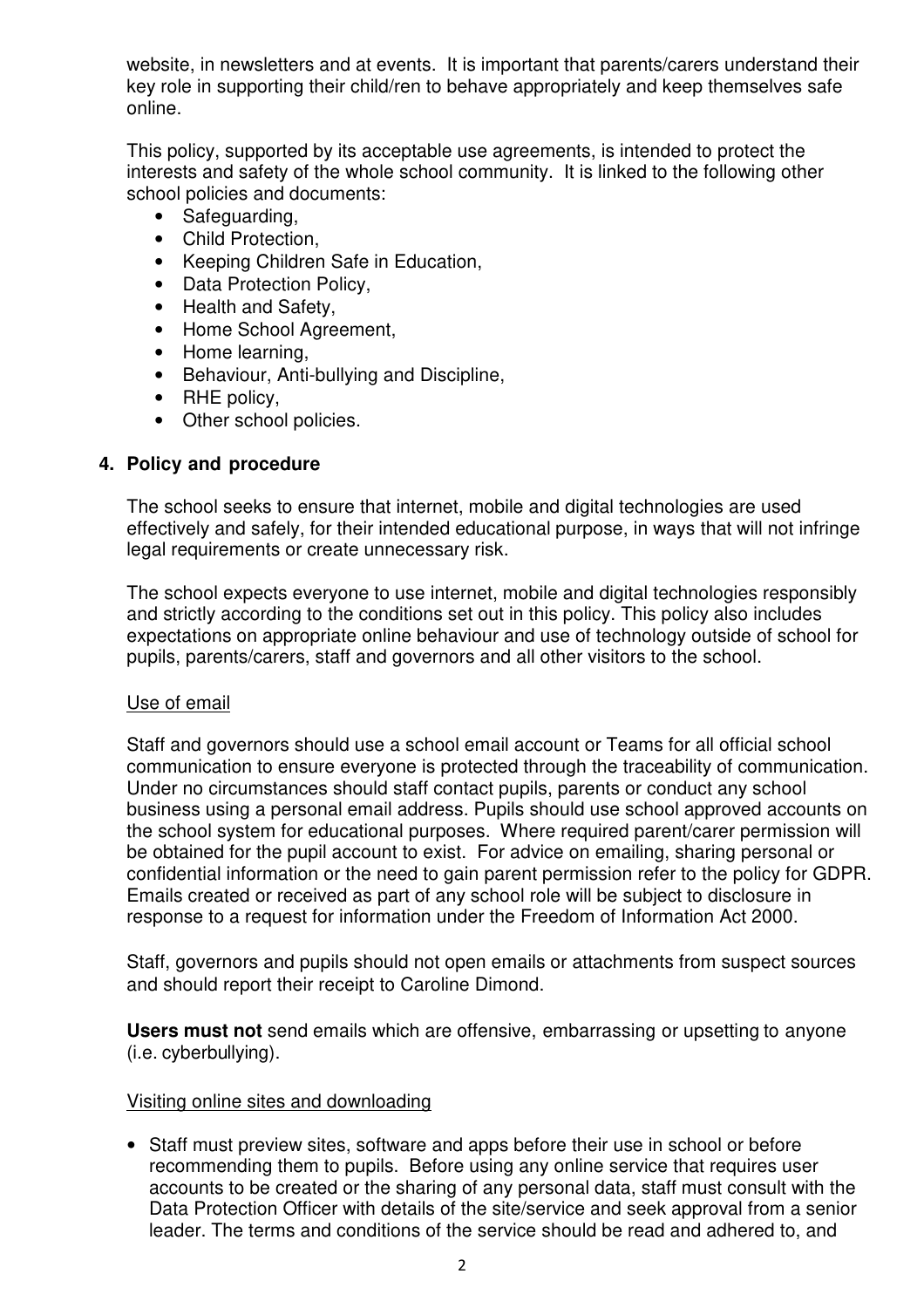website, in newsletters and at events. It is important that parents/carers understand their key role in supporting their child/ren to behave appropriately and keep themselves safe online.

This policy, supported by its acceptable use agreements, is intended to protect the interests and safety of the whole school community. It is linked to the following other school policies and documents:

- Safeguarding,
- Child Protection,
- Keeping Children Safe in Education,
- Data Protection Policy,
- Health and Safety,
- Home School Agreement,
- Home learning,
- Behaviour, Anti-bullying and Discipline,
- RHE policy,
- Other school policies.

## 4. Policy and procedure

The school seeks to ensure that internet, mobile and digital technologies are used effectively and safely, for their intended educational purpose, in ways that will not infringe legal requirements or create unnecessary risk.

The school expects everyone to use internet, mobile and digital technologies responsibly and strictly according to the conditions set out in this policy. This policy also includes expectations on appropriate online behaviour and use of technology outside of school for pupils, parents/carers, staff and governors and all other visitors to the school.

<u>Use of email</u>

Staff and governors should use a school email account or Teams for all official school communication to ensure everyone is protected through the traceability of communication. Under no circumstances should staff contact pupils, parents or conduct any school business using a personal email address. Pupils should use school approved accounts on the school system for educational purposes. Where required parent/carer permission will be obtained for the pupil account to exist. For advice on emailing, sharing personal or confidential information or the need to gain parent permission refer to the policy for GDPR. Emails created or received as part of any school role will be subject to disclosure in response to a request for information under the Freedom of Information Act 2000.

Staff, governors and pupils should not open emails or attachments from suspect sources and should report their receipt to Caroline Dimond.

**Users must not** send emails which are offensive, embarrassing or upsetting to anyone (i.e. cyberbullying).

<u>Visiting online sites and downloading</u>

- Staff must preview sites, software and apps before their use in school or before recommending them to pupils. Before using any online service that requires user accounts to be created or the sharing of any personal data, staff must consult with the Data Protection Officer with details of the site/service and seek approval from a senior leader. The terms and conditions of the service should be read and adhered to, and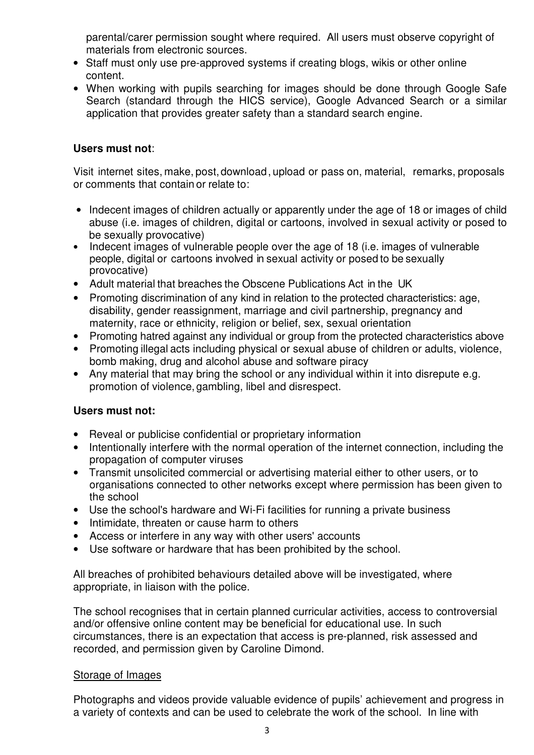parental/carer permission sought where required. All users must observe copyright of materials from electronic sources.

- Staff must only use pre-approved systems if creating blogs, wikis or other online content.
- When working with pupils searching for images should be done through Google Safe Search (standard through the HICS service), Google Advanced Search or a similar application that provides greater safety than a standard search engine.

**Users must not**:

Visit internet sites, make, post, download, upload or pass on, material, remarks, proposals or comments that contain or relate to:

- Indecent images of children actually or apparently under the age of 18 or images of child abuse (i.e. images of children, digital or cartoons, involved in sexual activity or posed to be sexually provocative)
- Indecent images of vulnerable people over the age of 18 (i.e. images of vulnerable people, digital or cartoons involved in sexual activity or posed to be sexually provocative)
- Adult material that breaches the Obscene Publications Act in the UK
- Promoting discrimination of any kind in relation to the protected characteristics: age, disability, gender reassignment, marriage and civil partnership, pregnancy and maternity, race or ethnicity, religion or belief, sex, sexual orientation
- Promoting hatred against any individual or group from the protected characteristics above
- Promoting illegal acts including physical or sexual abuse of children or adults, violence, bomb making, drug and alcohol abuse and software piracy
- Any material that may bring the school or any individual within it into disrepute e.g. promotion of violence, gambling, libel and disrespect.

**Users must not:**

- Reveal or publicise confidential or proprietary information
- Intentionally interfere with the normal operation of the internet connection, including the propagation of computer viruses
- Transmit unsolicited commercial or advertising material either to other users, or to organisations connected to other networks except where permission has been given to the school
- Use the school's hardware and Wi-Fi facilities for running a private business
- Intimidate, threaten or cause harm to others
- Access or interfere in any way with other users' accounts
- Use software or hardware that has been prohibited by the school.

All breaches of prohibited behaviours detailed above will be investigated, where appropriate, in liaison with the police.

The school recognises that in certain planned curricular activities, access to controversial and/or offensive online content may be beneficial for educational use. In such circumstances, there is an expectation that access is pre-planned, risk assessed and recorded, and permission given by Caroline Dimond.

Storage of Images

Photographs and videos provide valuable evidence of pupils' achievement and progress in a variety of contexts and can be used to celebrate the work of the school. In line with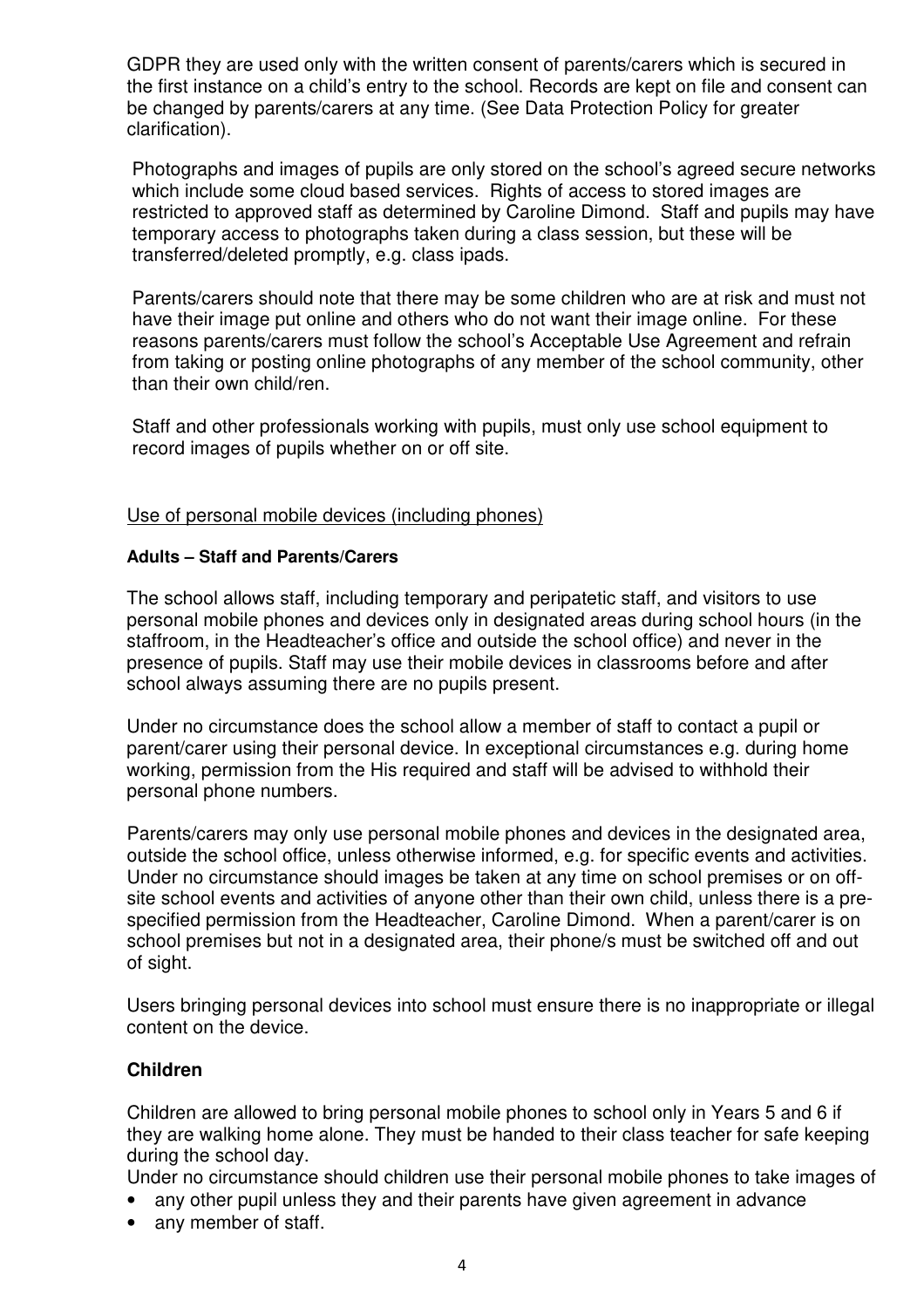GDPR they are used only with the written consent of parents/carers which is secured in the first instance on a child's entry to the school. Records are kept on file and consent can be changed by parents/carers at any time. (See Data Protection Policy for greater clarification).

Photographs and images of pupils are only stored on the school's agreed secure networks which include some cloud based services. Rights of access to stored images are restricted to approved staff as determined by Caroline Dimond. Staff and pupils may have temporary access to photographs taken during a class session, but these will be transferred/deleted promptly, e.g. class ipads.

Parents/carers should note that there may be some children who are at risk and must not have their image put online and others who do not want their image online. For these reasons parents/carers must follow the school's Acceptable Use Agreement and refrain from taking or posting online photographs of any member of the school community, other than their own child/ren.

Staff and other professionals working with pupils, must only use school equipment to record images of pupils whether on or off site.

Use of personal mobile devices (including phones)

**Adults – Staff and Parents/Carers**

The school allows staff, including temporary and peripatetic staff, and visitors to use personal mobile phones and devices only in designated areas during school hours (in the staffroom, in the Headteacher's office and outside the school office) and never in the presence of pupils. Staff may use their mobile devices in classrooms before and after school always assuming there are no pupils present.

Under no circumstance does the school allow a member of staff to contact a pupil or parent/carer using their personal device. In exceptional circumstances e.g. during home working, permission from the His required and staff will be advised to withhold their personal phone numbers.

Parents/carers may only use personal mobile phones and devices in the designated area, outside the school office, unless otherwise informed, e.g. for specific events and activities. Under no circumstance should images be taken at any time on school premises or on off-site school events and activities of anyone other than their own child, unless there is a pre-specified permission from the Headteacher, Caroline Dimond. When a parent/carer is on school premises but not in a designated area, their phone/s must be switched off and out of sight.

Users bringing personal devices into school must ensure there is no inappropriate or illegal content on the device.

**Children**

Children are allowed to bring personal mobile phones to school only in Years 5 and 6 if they are walking home alone. They must be handed to their class teacher for safe keeping during the school day.

Under no circumstance should children use their personal mobile phones to take images of

- any other pupil unless they and their parents have given agreement in advance
- any member of staff.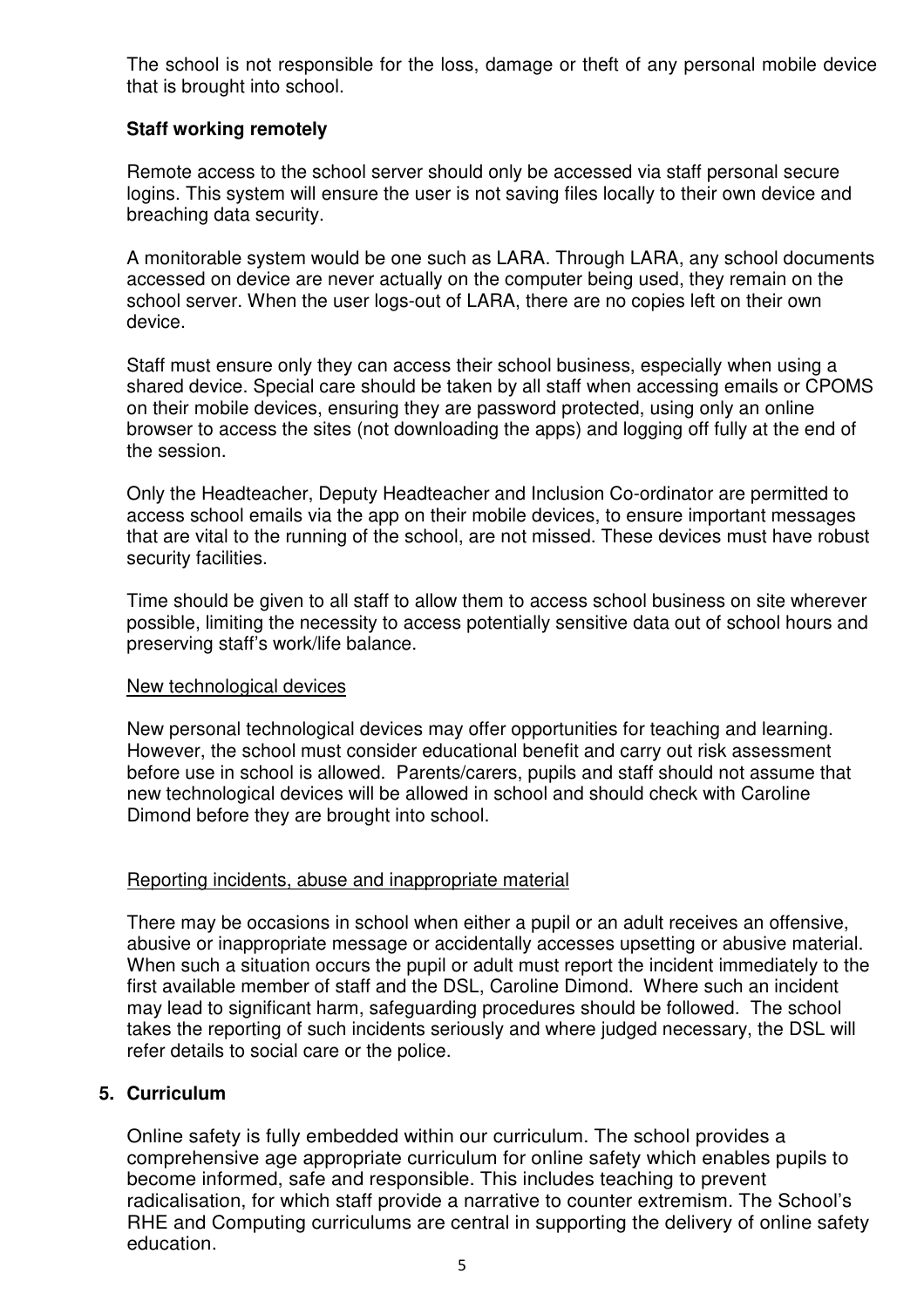The school is not responsible for the loss, damage or theft of any personal mobile device that is brought into school.

**Staff working remotely**

Remote access to the school server should only be accessed via staff personal secure logins. This system will ensure the user is not saving files locally to their own device and breaching data security.

A monitorable system would be one such as LARA. Through LARA, any school documents accessed on device are never actually on the computer being used, they remain on the school server. When the user logs-out of LARA, there are no copies left on their own device.

Staff must ensure only they can access their school business, especially when using a shared device. Special care should be taken by all staff when accessing emails or CPOMS on their mobile devices, ensuring they are password protected, using only an online browser to access the sites (not downloading the apps) and logging off fully at the end of the session.

Only the Headteacher, Deputy Headteacher and Inclusion Co-ordinator are permitted to access school emails via the app on their mobile devices, to ensure important messages that are vital to the running of the school, are not missed. These devices must have robust security facilities.

Time should be given to all staff to allow them to access school business on site wherever possible, limiting the necessity to access potentially sensitive data out of school hours and preserving staff's work/life balance.

<u>New technological devices</u>

New personal technological devices may offer opportunities for teaching and learning. However, the school must consider educational benefit and carry out risk assessment before use in school is allowed. Parents/carers, pupils and staff should not assume that new technological devices will be allowed in school and should check with Caroline Dimond before they are brought into school.

<u>Reporting incidents, abuse and inappropriate material</u>

There may be occasions in school when either a pupil or an adult receives an offensive, abusive or inappropriate message or accidentally accesses upsetting or abusive material. When such a situation occurs the pupil or adult must report the incident immediately to the first available member of staff and the DSL, Caroline Dimond. Where such an incident may lead to significant harm, safeguarding procedures should be followed. The school takes the reporting of such incidents seriously and where judged necessary, the DSL will refer details to social care or the police.

## 5. Curriculum

Online safety is fully embedded within our curriculum. The school provides a comprehensive age appropriate curriculum for online safety which enables pupils to become informed, safe and responsible. This includes teaching to prevent radicalisation, for which staff provide a narrative to counter extremism. The School's RHE and Computing curriculums are central in supporting the delivery of online safety education.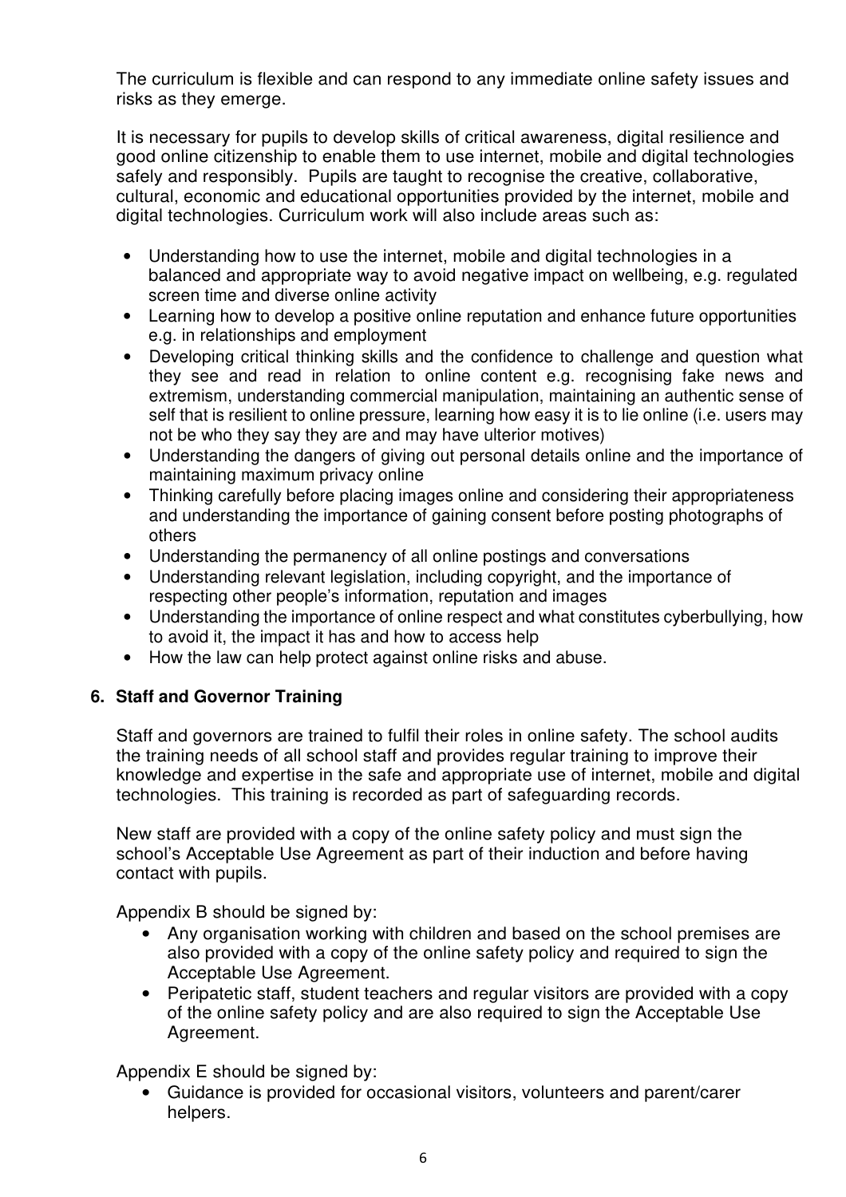The curriculum is flexible and can respond to any immediate online safety issues and risks as they emerge.

It is necessary for pupils to develop skills of critical awareness, digital resilience and good online citizenship to enable them to use internet, mobile and digital technologies safely and responsibly. Pupils are taught to recognise the creative, collaborative, cultural, economic and educational opportunities provided by the internet, mobile and digital technologies. Curriculum work will also include areas such as:

- Understanding how to use the internet, mobile and digital technologies in a balanced and appropriate way to avoid negative impact on wellbeing, e.g. regulated screen time and diverse online activity
- Learning how to develop a positive online reputation and enhance future opportunities e.g. in relationships and employment
- Developing critical thinking skills and the confidence to challenge and question what they see and read in relation to online content e.g. recognising fake news and extremism, understanding commercial manipulation, maintaining an authentic sense of self that is resilient to online pressure, learning how easy it is to lie online (i.e. users may not be who they say they are and may have ulterior motives)
- Understanding the dangers of giving out personal details online and the importance of maintaining maximum privacy online
- Thinking carefully before placing images online and considering their appropriateness and understanding the importance of gaining consent before posting photographs of others
- Understanding the permanency of all online postings and conversations
- Understanding relevant legislation, including copyright, and the importance of respecting other people's information, reputation and images
- Understanding the importance of online respect and what constitutes cyberbullying, how to avoid it, the impact it has and how to access help
- How the law can help protect against online risks and abuse.

## 6. Staff and Governor Training

Staff and governors are trained to fulfil their roles in online safety. The school audits the training needs of all school staff and provides regular training to improve their knowledge and expertise in the safe and appropriate use of internet, mobile and digital technologies. This training is recorded as part of safeguarding records.

New staff are provided with a copy of the online safety policy and must sign the school's Acceptable Use Agreement as part of their induction and before having contact with pupils.

Appendix B should be signed by:

- Any organisation working with children and based on the school premises are also provided with a copy of the online safety policy and required to sign the Acceptable Use Agreement.
- Peripatetic staff, student teachers and regular visitors are provided with a copy of the online safety policy and are also required to sign the Acceptable Use Agreement.

Appendix E should be signed by:

- Guidance is provided for occasional visitors, volunteers and parent/carer helpers.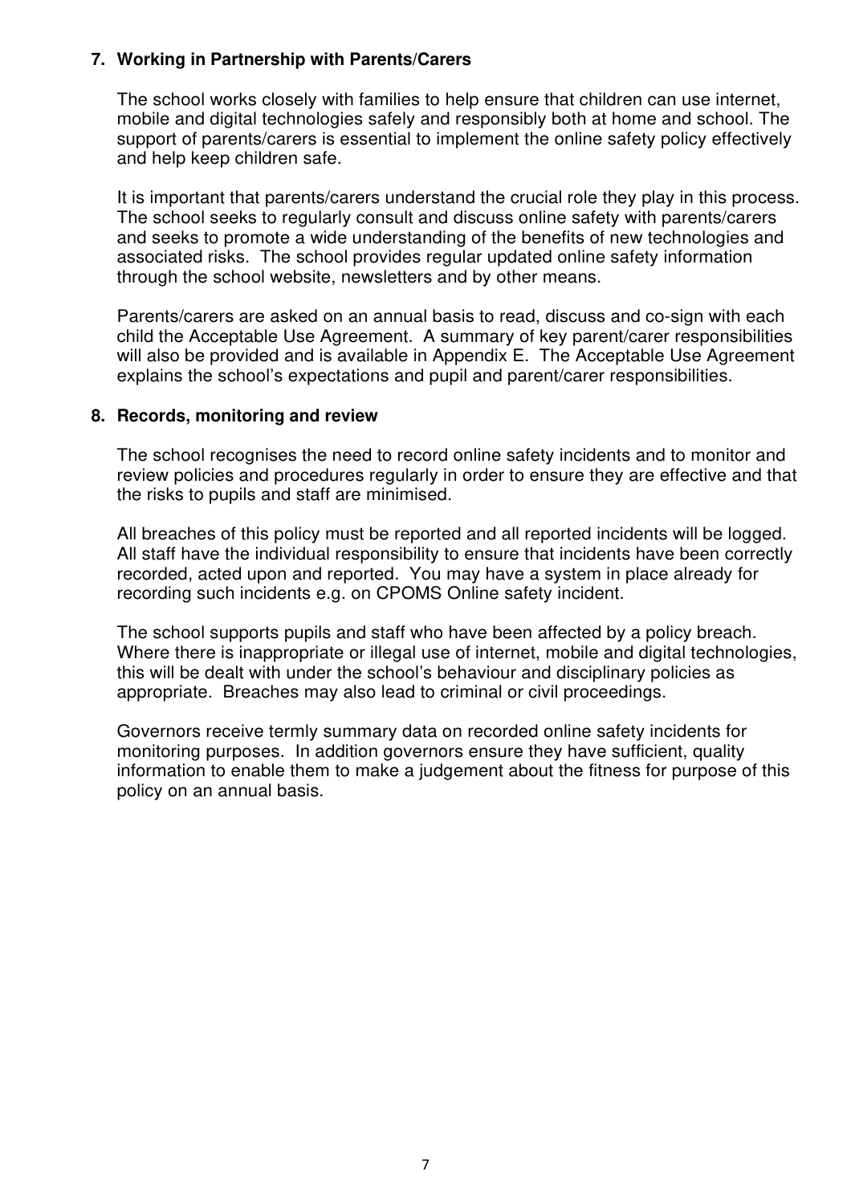## 7. Working in Partnership with Parents/Carers

The school works closely with families to help ensure that children can use internet, mobile and digital technologies safely and responsibly both at home and school. The support of parents/carers is essential to implement the online safety policy effectively and help keep children safe.

It is important that parents/carers understand the crucial role they play in this process. The school seeks to regularly consult and discuss online safety with parents/carers and seeks to promote a wide understanding of the benefits of new technologies and associated risks. The school provides regular updated online safety information through the school website, newsletters and by other means.

Parents/carers are asked on an annual basis to read, discuss and co-sign with each child the Acceptable Use Agreement. A summary of key parent/carer responsibilities will also be provided and is available in Appendix E. The Acceptable Use Agreement explains the school's expectations and pupil and parent/carer responsibilities.

## 8. Records, monitoring and review

The school recognises the need to record online safety incidents and to monitor and review policies and procedures regularly in order to ensure they are effective and that the risks to pupils and staff are minimised.

All breaches of this policy must be reported and all reported incidents will be logged. All staff have the individual responsibility to ensure that incidents have been correctly recorded, acted upon and reported. You may have a system in place already for recording such incidents e.g. on CPOMS Online safety incident.

The school supports pupils and staff who have been affected by a policy breach. Where there is inappropriate or illegal use of internet, mobile and digital technologies, this will be dealt with under the school's behaviour and disciplinary policies as appropriate. Breaches may also lead to criminal or civil proceedings.

Governors receive termly summary data on recorded online safety incidents for monitoring purposes. In addition governors ensure they have sufficient, quality information to enable them to make a judgement about the fitness for purpose of this policy on an annual basis.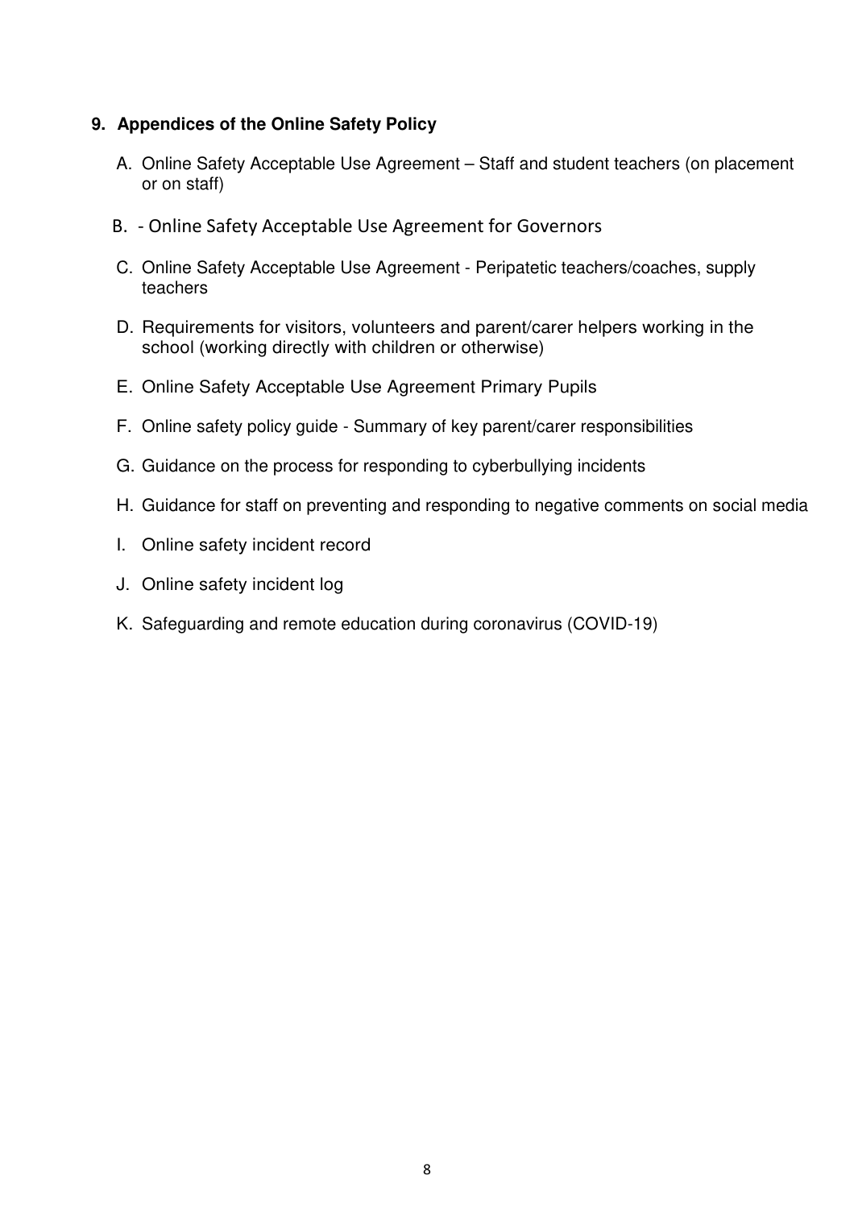## 9. Appendices of the Online Safety Policy

A. Online Safety Acceptable Use Agreement – Staff and student teachers (on placement or on staff)

B. - Online Safety Acceptable Use Agreement for Governors

C. Online Safety Acceptable Use Agreement - Peripatetic teachers/coaches, supply teachers

D. Requirements for visitors, volunteers and parent/carer helpers working in the school (working directly with children or otherwise)

E. Online Safety Acceptable Use Agreement Primary Pupils

F. Online safety policy guide - Summary of key parent/carer responsibilities

G. Guidance on the process for responding to cyberbullying incidents

H. Guidance for staff on preventing and responding to negative comments on social media

I. Online safety incident record

J. Online safety incident log

K. Safeguarding and remote education during coronavirus (COVID-19)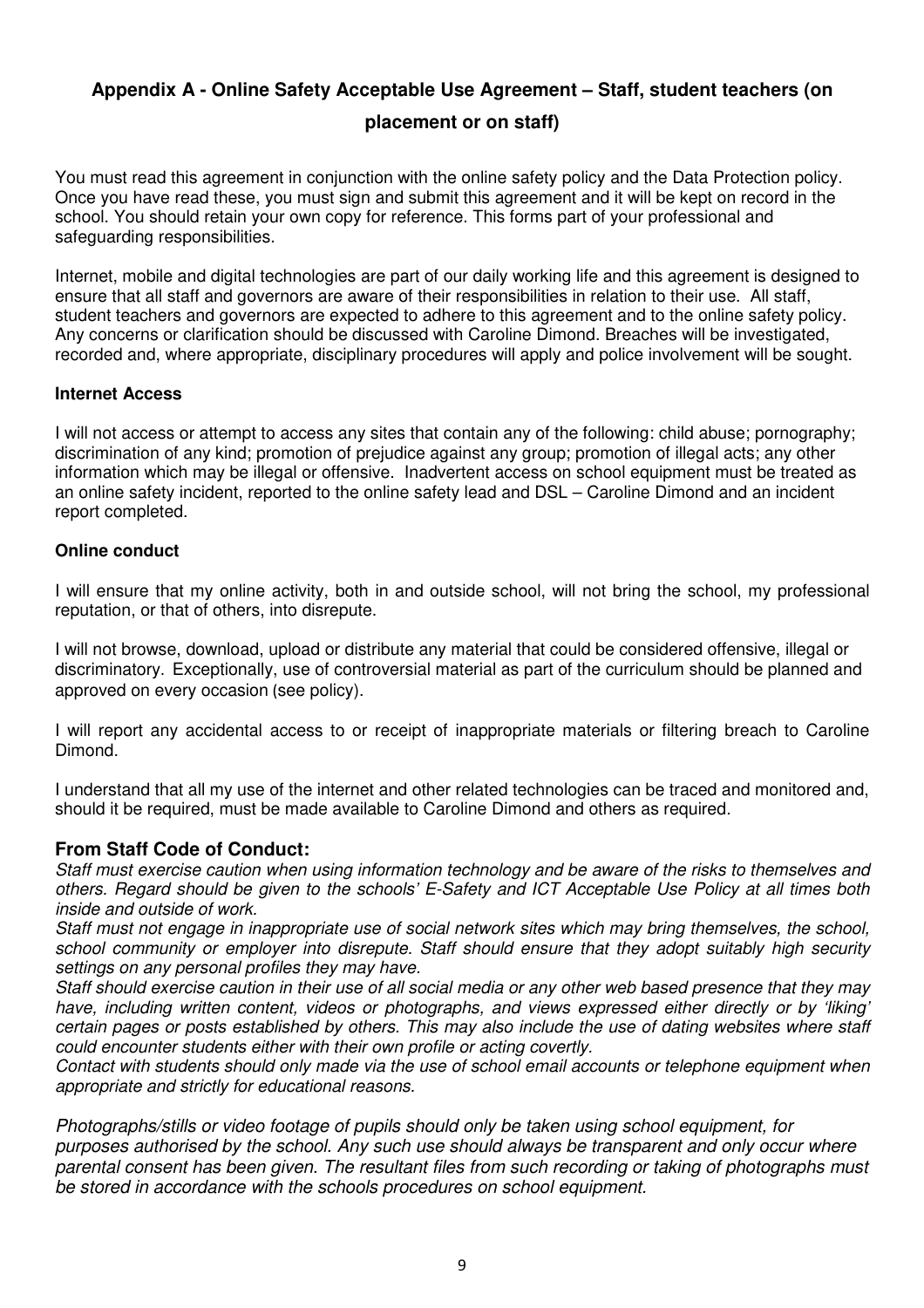## Appendix A - Online Safety Acceptable Use Agreement – Staff, student teachers (on placement or on staff)

You must read this agreement in conjunction with the online safety policy and the Data Protection policy. Once you have read these, you must sign and submit this agreement and it will be kept on record in the school. You should retain your own copy for reference. This forms part of your professional and safeguarding responsibilities.

Internet, mobile and digital technologies are part of our daily working life and this agreement is designed to ensure that all staff and governors are aware of their responsibilities in relation to their use. All staff, student teachers and governors are expected to adhere to this agreement and to the online safety policy. Any concerns or clarification should be discussed with Caroline Dimond. Breaches will be investigated, recorded and, where appropriate, disciplinary procedures will apply and police involvement will be sought.

### Internet Access

I will not access or attempt to access any sites that contain any of the following: child abuse; pornography; discrimination of any kind; promotion of prejudice against any group; promotion of illegal acts; any other information which may be illegal or offensive. Inadvertent access on school equipment must be treated as an online safety incident, reported to the online safety lead and DSL – Caroline Dimond and an incident report completed.

### Online conduct

I will ensure that my online activity, both in and outside school, will not bring the school, my professional reputation, or that of others, into disrepute.

I will not browse, download, upload or distribute any material that could be considered offensive, illegal or discriminatory. Exceptionally, use of controversial material as part of the curriculum should be planned and approved on every occasion (see policy).

I will report any accidental access to or receipt of inappropriate materials or filtering breach to Caroline Dimond.

I understand that all my use of the internet and other related technologies can be traced and monitored and, should it be required, must be made available to Caroline Dimond and others as required.

### From Staff Code of Conduct:

*Staff must exercise caution when using information technology and be aware of the risks to themselves and others. Regard should be given to the schools' E-Safety and ICT Acceptable Use Policy at all times both inside and outside of work.*

*Staff must not engage in inappropriate use of social network sites which may bring themselves, the school, school community or employer into disrepute. Staff should ensure that they adopt suitably high security settings on any personal profiles they may have.*

*Staff should exercise caution in their use of all social media or any other web based presence that they may have, including written content, videos or photographs, and views expressed either directly or by 'liking' certain pages or posts established by others. This may also include the use of dating websites where staff could encounter students either with their own profile or acting covertly.*

*Contact with students should only made via the use of school email accounts or telephone equipment when appropriate and strictly for educational reasons.*

*Photographs/stills or video footage of pupils should only be taken using school equipment, for purposes authorised by the school. Any such use should always be transparent and only occur where parental consent has been given. The resultant files from such recording or taking of photographs must be stored in accordance with the schools procedures on school equipment.*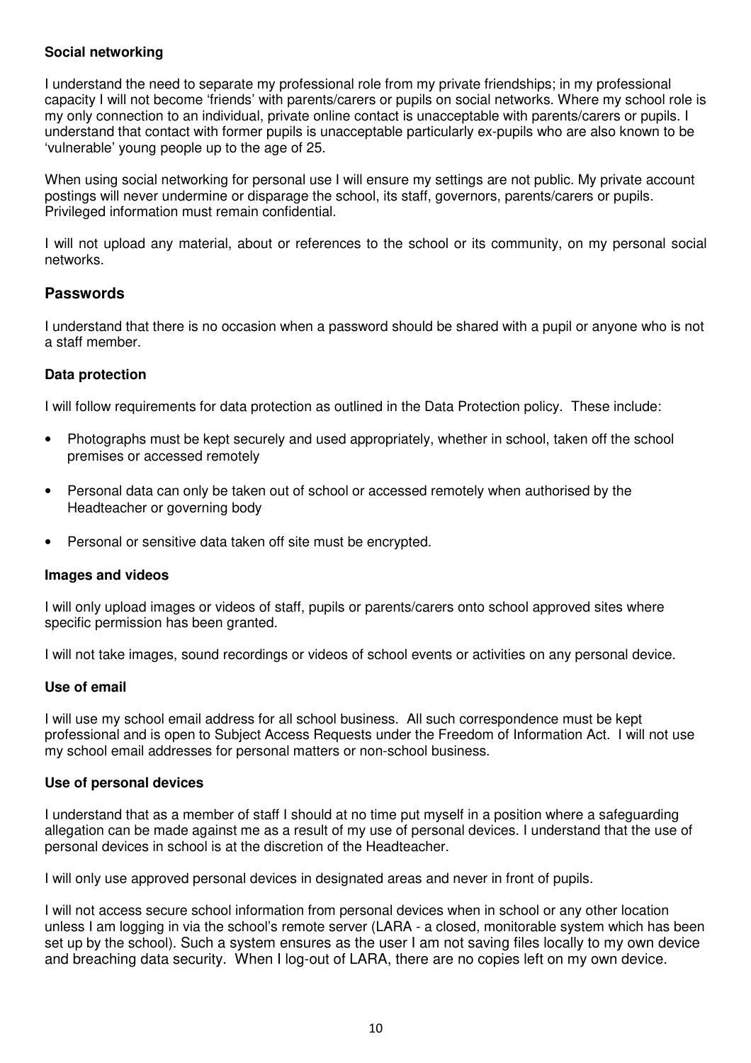**Social networking**

I understand the need to separate my professional role from my private friendships; in my professional capacity I will not become 'friends' with parents/carers or pupils on social networks. Where my school role is my only connection to an individual, private online contact is unacceptable with parents/carers or pupils. I understand that contact with former pupils is unacceptable particularly ex-pupils who are also known to be 'vulnerable' young people up to the age of 25.

When using social networking for personal use I will ensure my settings are not public. My private account postings will never undermine or disparage the school, its staff, governors, parents/carers or pupils. Privileged information must remain confidential.

I will not upload any material, about or references to the school or its community, on my personal social networks.

## Passwords

I understand that there is no occasion when a password should be shared with a pupil or anyone who is not a staff member.

**Data protection**

I will follow requirements for data protection as outlined in the Data Protection policy. These include:

- Photographs must be kept securely and used appropriately, whether in school, taken off the school premises or accessed remotely
- Personal data can only be taken out of school or accessed remotely when authorised by the Headteacher or governing body
- Personal or sensitive data taken off site must be encrypted.

**Images and videos**

I will only upload images or videos of staff, pupils or parents/carers onto school approved sites where specific permission has been granted.

I will not take images, sound recordings or videos of school events or activities on any personal device.

**Use of email**

I will use my school email address for all school business. All such correspondence must be kept professional and is open to Subject Access Requests under the Freedom of Information Act. I will not use my school email addresses for personal matters or non-school business.

**Use of personal devices**

I understand that as a member of staff I should at no time put myself in a position where a safeguarding allegation can be made against me as a result of my use of personal devices. I understand that the use of personal devices in school is at the discretion of the Headteacher.

I will only use approved personal devices in designated areas and never in front of pupils.

I will not access secure school information from personal devices when in school or any other location unless I am logging in via the school's remote server (LARA - a closed, monitorable system which has been set up by the school). Such a system ensures as the user I am not saving files locally to my own device and breaching data security. When I log-out of LARA, there are no copies left on my own device.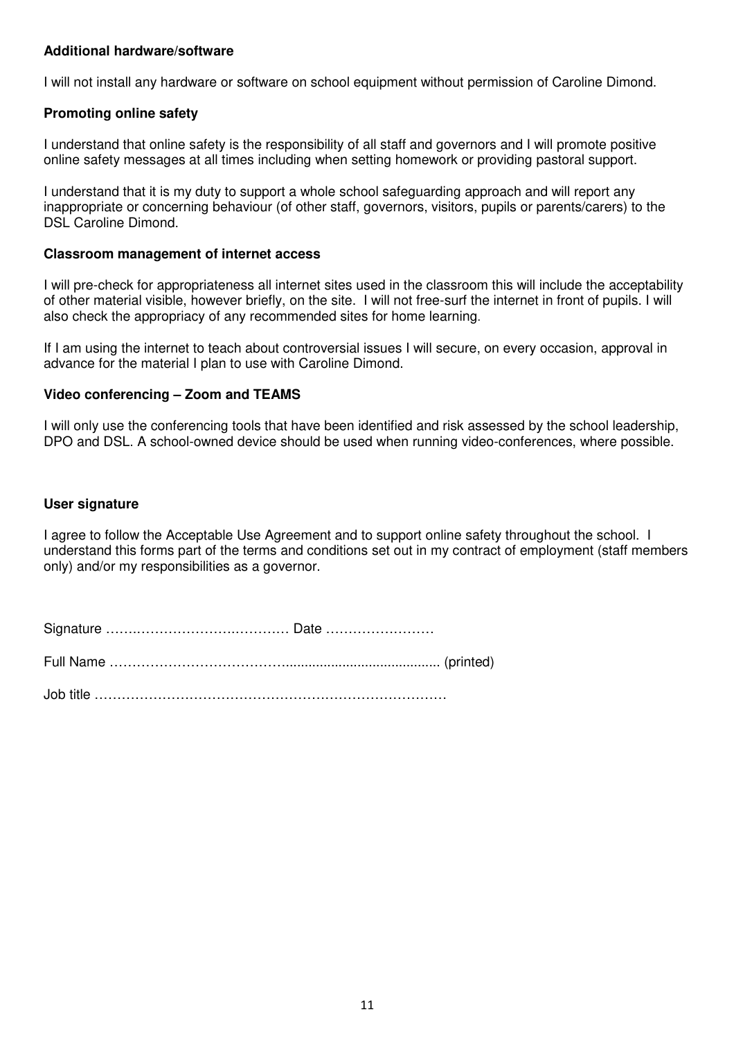**Additional hardware/software**

I will not install any hardware or software on school equipment without permission of Caroline Dimond.

**Promoting online safety**

I understand that online safety is the responsibility of all staff and governors and I will promote positive online safety messages at all times including when setting homework or providing pastoral support.

I understand that it is my duty to support a whole school safeguarding approach and will report any inappropriate or concerning behaviour (of other staff, governors, visitors, pupils or parents/carers) to the DSL Caroline Dimond.

**Classroom management of internet access**

I will pre-check for appropriateness all internet sites used in the classroom this will include the acceptability of other material visible, however briefly, on the site. I will not free-surf the internet in front of pupils. I will also check the appropriacy of any recommended sites for home learning.

If I am using the internet to teach about controversial issues I will secure, on every occasion, approval in advance for the material I plan to use with Caroline Dimond.

**Video conferencing – Zoom and TEAMS**

I will only use the conferencing tools that have been identified and risk assessed by the school leadership, DPO and DSL. A school-owned device should be used when running video-conferences, where possible.

**User signature**

I agree to follow the Acceptable Use Agreement and to support online safety throughout the school. I understand this forms part of the terms and conditions set out in my contract of employment (staff members only) and/or my responsibilities as a governor.

Signature …………………………………… Date ……………………

Full Name ………………………………………………………………… (printed)

Job title ……………………………………………………………………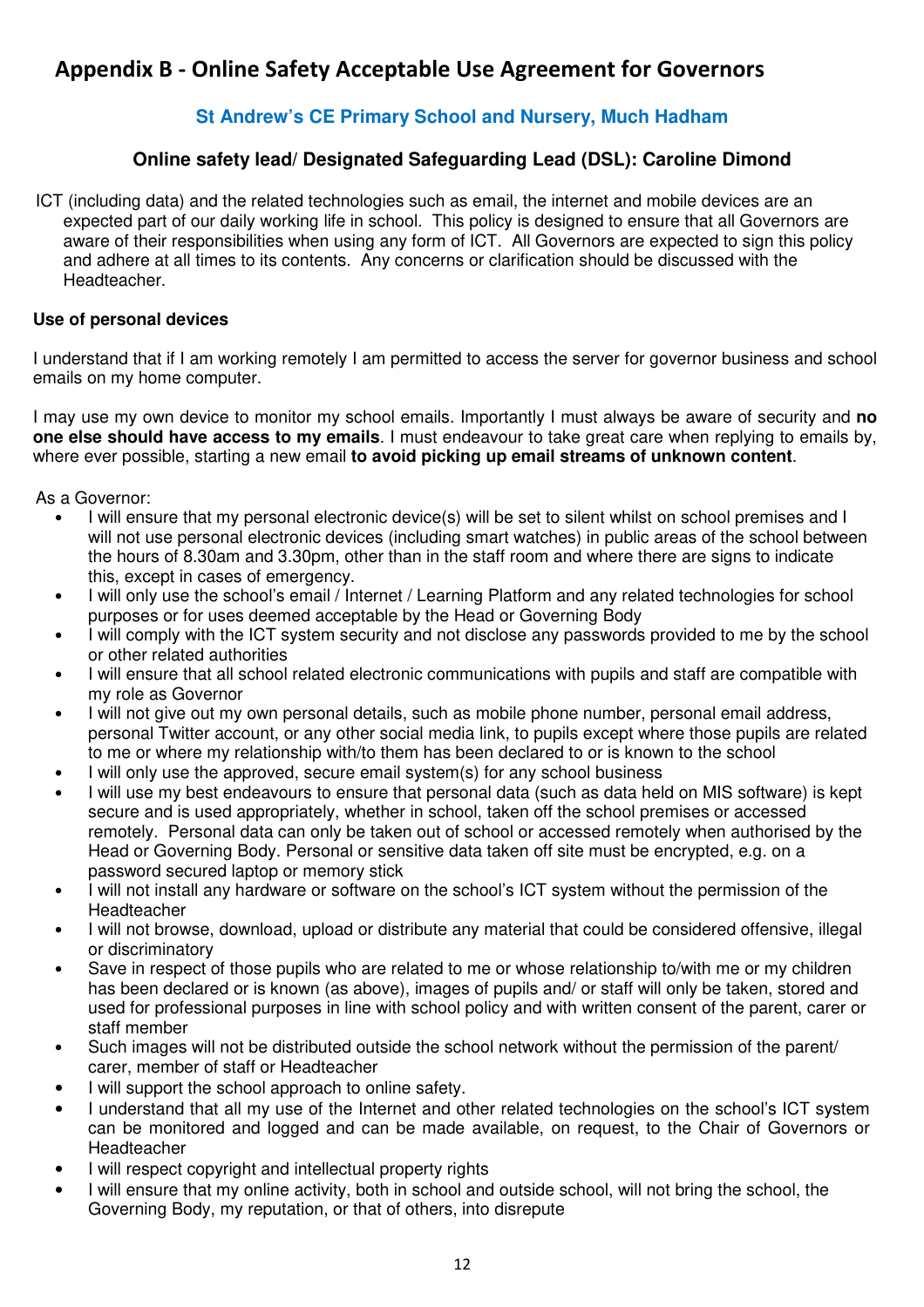## Appendix B - Online Safety Acceptable Use Agreement for Governors

### St Andrew's CE Primary School and Nursery, Much Hadham

### Online safety lead/ Designated Safeguarding Lead (DSL): Caroline Dimond

ICT (including data) and the related technologies such as email, the internet and mobile devices are an expected part of our daily working life in school. This policy is designed to ensure that all Governors are aware of their responsibilities when using any form of ICT. All Governors are expected to sign this policy and adhere at all times to its contents. Any concerns or clarification should be discussed with the Headteacher.

**Use of personal devices**

I understand that if I am working remotely I am permitted to access the server for governor business and school emails on my home computer.

I may use my own device to monitor my school emails. Importantly I must always be aware of security and **no one else should have access to my emails**. I must endeavour to take great care when replying to emails by, where ever possible, starting a new email **to avoid picking up email streams of unknown content**.

As a Governor:

- I will ensure that my personal electronic device(s) will be set to silent whilst on school premises and I will not use personal electronic devices (including smart watches) in public areas of the school between the hours of 8.30am and 3.30pm, other than in the staff room and where there are signs to indicate this, except in cases of emergency.
- I will only use the school's email / Internet / Learning Platform and any related technologies for school purposes or for uses deemed acceptable by the Head or Governing Body
- I will comply with the ICT system security and not disclose any passwords provided to me by the school or other related authorities
- I will ensure that all school related electronic communications with pupils and staff are compatible with my role as Governor
- I will not give out my own personal details, such as mobile phone number, personal email address, personal Twitter account, or any other social media link, to pupils except where those pupils are related to me or where my relationship with/to them has been declared to or is known to the school
- I will only use the approved, secure email system(s) for any school business
- I will use my best endeavours to ensure that personal data (such as data held on MIS software) is kept secure and is used appropriately, whether in school, taken off the school premises or accessed remotely. Personal data can only be taken out of school or accessed remotely when authorised by the Head or Governing Body. Personal or sensitive data taken off site must be encrypted, e.g. on a password secured laptop or memory stick
- I will not install any hardware or software on the school's ICT system without the permission of the Headteacher
- I will not browse, download, upload or distribute any material that could be considered offensive, illegal or discriminatory
- Save in respect of those pupils who are related to me or whose relationship to/with me or my children has been declared or is known (as above), images of pupils and/ or staff will only be taken, stored and used for professional purposes in line with school policy and with written consent of the parent, carer or staff member
- Such images will not be distributed outside the school network without the permission of the parent/ carer, member of staff or Headteacher
- I will support the school approach to online safety.
- I understand that all my use of the Internet and other related technologies on the school's ICT system can be monitored and logged and can be made available, on request, to the Chair of Governors or Headteacher
- I will respect copyright and intellectual property rights
- I will ensure that my online activity, both in school and outside school, will not bring the school, the Governing Body, my reputation, or that of others, into disrepute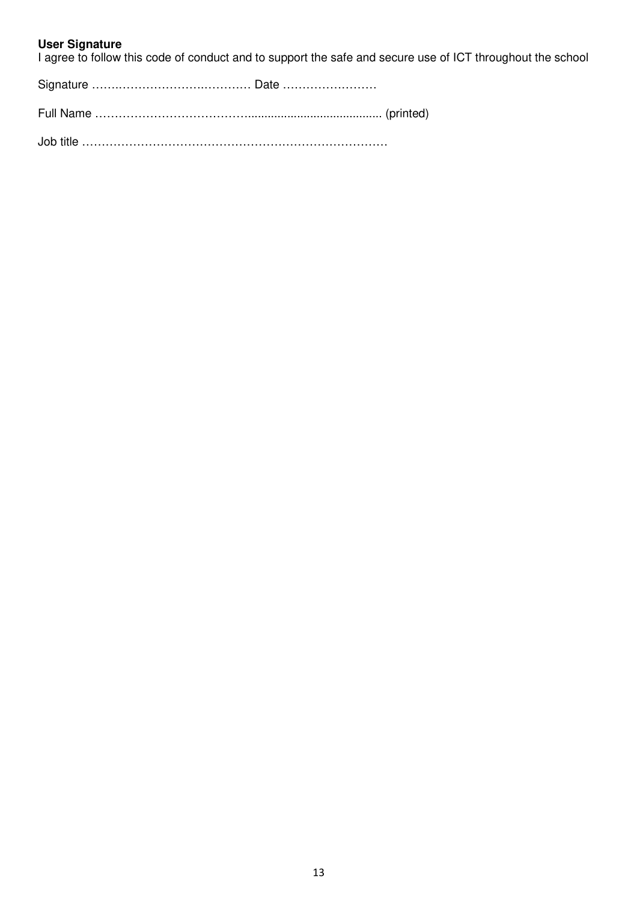**User Signature**

I agree to follow this code of conduct and to support the safe and secure use of ICT throughout the school

Signature …….………………….………. Date ……………………

Full Name ………………………………......................................... (printed)

Job title ……………………………………………………………………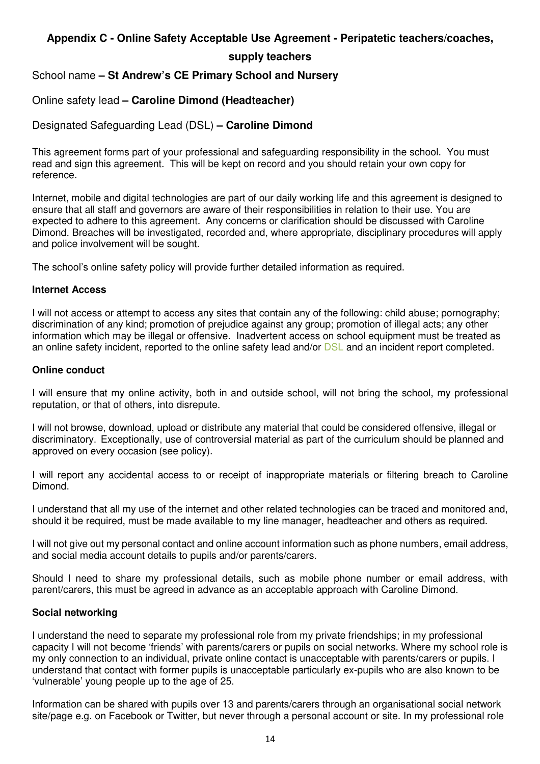## Appendix C - Online Safety Acceptable Use Agreement - Peripatetic teachers/coaches, supply teachers

School name **– St Andrew's CE Primary School and Nursery**

Online safety lead **– Caroline Dimond (Headteacher)**

Designated Safeguarding Lead (DSL) **– Caroline Dimond**

This agreement forms part of your professional and safeguarding responsibility in the school. You must read and sign this agreement. This will be kept on record and you should retain your own copy for reference.

Internet, mobile and digital technologies are part of our daily working life and this agreement is designed to ensure that all staff and governors are aware of their responsibilities in relation to their use. You are expected to adhere to this agreement. Any concerns or clarification should be discussed with Caroline Dimond. Breaches will be investigated, recorded and, where appropriate, disciplinary procedures will apply and police involvement will be sought.

The school's online safety policy will provide further detailed information as required.

**Internet Access**

I will not access or attempt to access any sites that contain any of the following: child abuse; pornography; discrimination of any kind; promotion of prejudice against any group; promotion of illegal acts; any other information which may be illegal or offensive. Inadvertent access on school equipment must be treated as an online safety incident, reported to the online safety lead and/or DSL and an incident report completed.

**Online conduct**

I will ensure that my online activity, both in and outside school, will not bring the school, my professional reputation, or that of others, into disrepute.

I will not browse, download, upload or distribute any material that could be considered offensive, illegal or discriminatory. Exceptionally, use of controversial material as part of the curriculum should be planned and approved on every occasion (see policy).

I will report any accidental access to or receipt of inappropriate materials or filtering breach to Caroline Dimond.

I understand that all my use of the internet and other related technologies can be traced and monitored and, should it be required, must be made available to my line manager, headteacher and others as required.

I will not give out my personal contact and online account information such as phone numbers, email address, and social media account details to pupils and/or parents/carers.

Should I need to share my professional details, such as mobile phone number or email address, with parent/carers, this must be agreed in advance as an acceptable approach with Caroline Dimond.

**Social networking**

I understand the need to separate my professional role from my private friendships; in my professional capacity I will not become 'friends' with parents/carers or pupils on social networks. Where my school role is my only connection to an individual, private online contact is unacceptable with parents/carers or pupils. I understand that contact with former pupils is unacceptable particularly ex-pupils who are also known to be 'vulnerable' young people up to the age of 25.

Information can be shared with pupils over 13 and parents/carers through an organisational social network site/page e.g. on Facebook or Twitter, but never through a personal account or site. In my professional role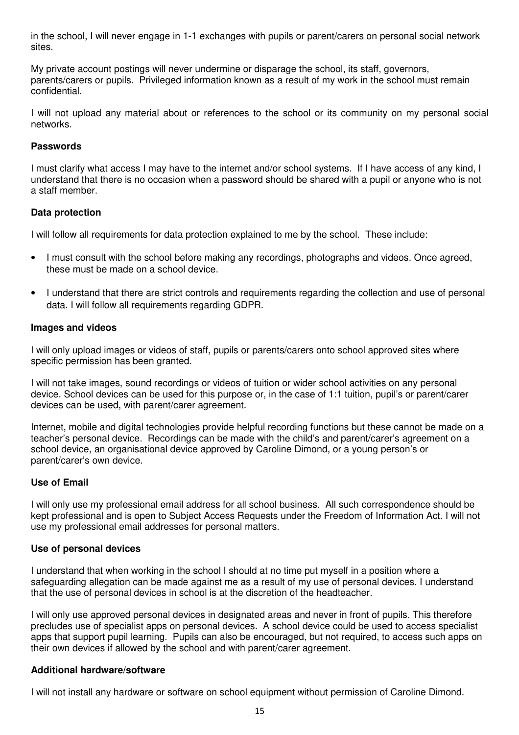in the school, I will never engage in 1-1 exchanges with pupils or parent/carers on personal social network sites.

My private account postings will never undermine or disparage the school, its staff, governors, parents/carers or pupils. Privileged information known as a result of my work in the school must remain confidential.

I will not upload any material about or references to the school or its community on my personal social networks.

**Passwords**

I must clarify what access I may have to the internet and/or school systems. If I have access of any kind, I understand that there is no occasion when a password should be shared with a pupil or anyone who is not a staff member.

**Data protection**

I will follow all requirements for data protection explained to me by the school. These include:

- I must consult with the school before making any recordings, photographs and videos. Once agreed, these must be made on a school device.
- I understand that there are strict controls and requirements regarding the collection and use of personal data. I will follow all requirements regarding GDPR.

**Images and videos**

I will only upload images or videos of staff, pupils or parents/carers onto school approved sites where specific permission has been granted.

I will not take images, sound recordings or videos of tuition or wider school activities on any personal device. School devices can be used for this purpose or, in the case of 1:1 tuition, pupil's or parent/carer devices can be used, with parent/carer agreement.

Internet, mobile and digital technologies provide helpful recording functions but these cannot be made on a teacher's personal device. Recordings can be made with the child's and parent/carer's agreement on a school device, an organisational device approved by Caroline Dimond, or a young person's or parent/carer's own device.

**Use of Email**

I will only use my professional email address for all school business. All such correspondence should be kept professional and is open to Subject Access Requests under the Freedom of Information Act. I will not use my professional email addresses for personal matters.

**Use of personal devices**

I understand that when working in the school I should at no time put myself in a position where a safeguarding allegation can be made against me as a result of my use of personal devices. I understand that the use of personal devices in school is at the discretion of the headteacher.

I will only use approved personal devices in designated areas and never in front of pupils. This therefore precludes use of specialist apps on personal devices. A school device could be used to access specialist apps that support pupil learning. Pupils can also be encouraged, but not required, to access such apps on their own devices if allowed by the school and with parent/carer agreement.

**Additional hardware/software**

I will not install any hardware or software on school equipment without permission of Caroline Dimond.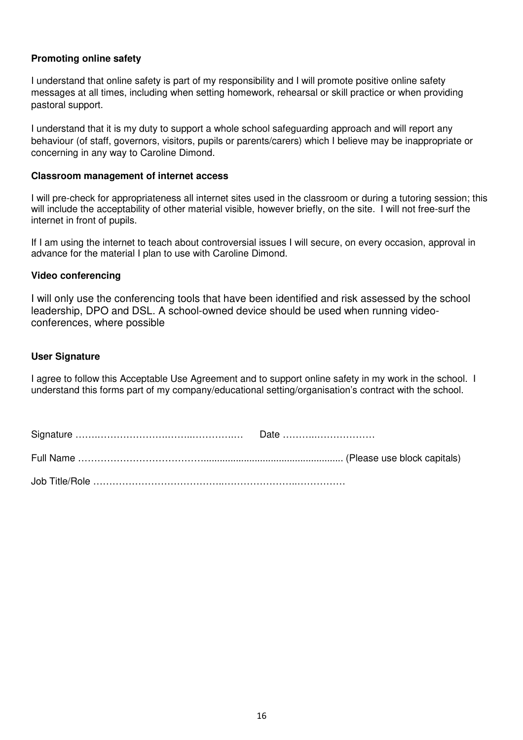**Promoting online safety**

I understand that online safety is part of my responsibility and I will promote positive online safety messages at all times, including when setting homework, rehearsal or skill practice or when providing pastoral support.

I understand that it is my duty to support a whole school safeguarding approach and will report any behaviour (of staff, governors, visitors, pupils or parents/carers) which I believe may be inappropriate or concerning in any way to Caroline Dimond.

**Classroom management of internet access**

I will pre-check for appropriateness all internet sites used in the classroom or during a tutoring session; this will include the acceptability of other material visible, however briefly, on the site. I will not free-surf the internet in front of pupils.

If I am using the internet to teach about controversial issues I will secure, on every occasion, approval in advance for the material I plan to use with Caroline Dimond.

**Video conferencing**

I will only use the conferencing tools that have been identified and risk assessed by the school leadership, DPO and DSL. A school-owned device should be used when running video-conferences, where possible

**User Signature**

I agree to follow this Acceptable Use Agreement and to support online safety in my work in the school. I understand this forms part of my company/educational setting/organisation's contract with the school.

Signature …………………………………………… Date ……………………

Full Name ………………………………………………………………… (Please use block capitals)

Job Title/Role ……………………………………………………………………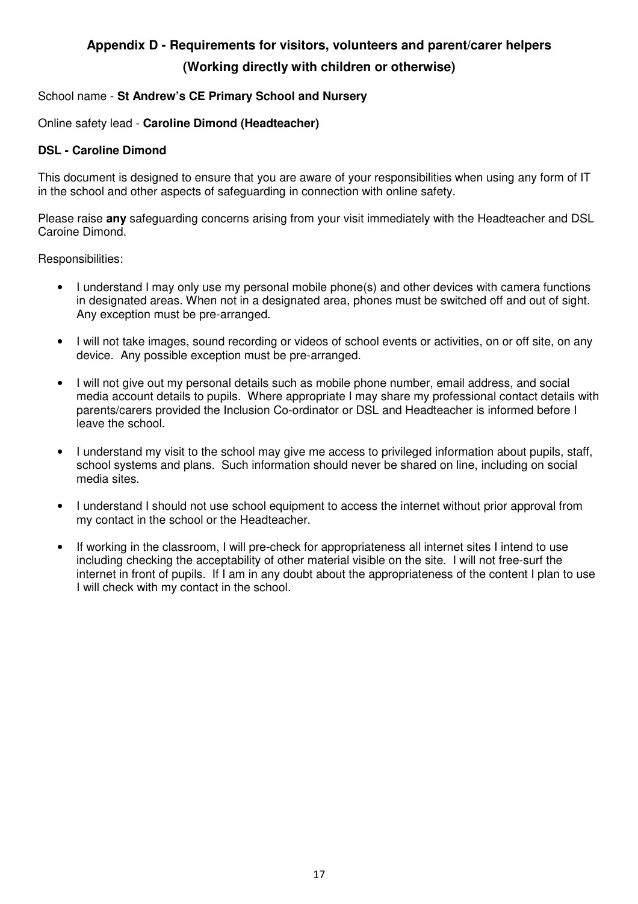## Appendix D - Requirements for visitors, volunteers and parent/carer helpers
### (Working directly with children or otherwise)

School name - **St Andrew's CE Primary School and Nursery**

Online safety lead - **Caroline Dimond (Headteacher)**

**DSL - Caroline Dimond**

This document is designed to ensure that you are aware of your responsibilities when using any form of IT in the school and other aspects of safeguarding in connection with online safety.

Please raise **any** safeguarding concerns arising from your visit immediately with the Headteacher and DSL Caroine Dimond.

Responsibilities:

- I understand I may only use my personal mobile phone(s) and other devices with camera functions in designated areas. When not in a designated area, phones must be switched off and out of sight. Any exception must be pre-arranged.
- I will not take images, sound recording or videos of school events or activities, on or off site, on any device. Any possible exception must be pre-arranged.
- I will not give out my personal details such as mobile phone number, email address, and social media account details to pupils. Where appropriate I may share my professional contact details with parents/carers provided the Inclusion Co-ordinator or DSL and Headteacher is informed before I leave the school.
- I understand my visit to the school may give me access to privileged information about pupils, staff, school systems and plans. Such information should never be shared on line, including on social media sites.
- I understand I should not use school equipment to access the internet without prior approval from my contact in the school or the Headteacher.
- If working in the classroom, I will pre-check for appropriateness all internet sites I intend to use including checking the acceptability of other material visible on the site. I will not free-surf the internet in front of pupils. If I am in any doubt about the appropriateness of the content I plan to use I will check with my contact in the school.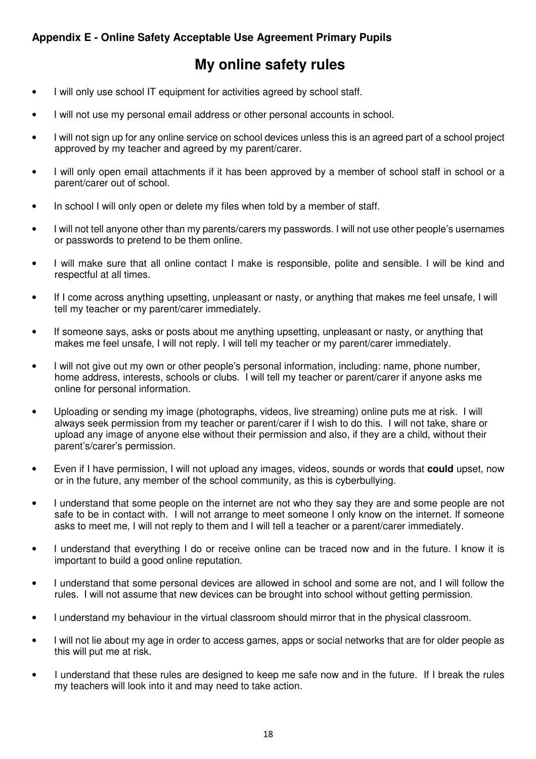**Appendix E - Online Safety Acceptable Use Agreement Primary Pupils**

# My online safety rules

- I will only use school IT equipment for activities agreed by school staff.
- I will not use my personal email address or other personal accounts in school.
- I will not sign up for any online service on school devices unless this is an agreed part of a school project approved by my teacher and agreed by my parent/carer.
- I will only open email attachments if it has been approved by a member of school staff in school or a parent/carer out of school.
- In school I will only open or delete my files when told by a member of staff.
- I will not tell anyone other than my parents/carers my passwords. I will not use other people's usernames or passwords to pretend to be them online.
- I will make sure that all online contact I make is responsible, polite and sensible. I will be kind and respectful at all times.
- If I come across anything upsetting, unpleasant or nasty, or anything that makes me feel unsafe, I will tell my teacher or my parent/carer immediately.
- If someone says, asks or posts about me anything upsetting, unpleasant or nasty, or anything that makes me feel unsafe, I will not reply. I will tell my teacher or my parent/carer immediately.
- I will not give out my own or other people's personal information, including: name, phone number, home address, interests, schools or clubs. I will tell my teacher or parent/carer if anyone asks me online for personal information.
- Uploading or sending my image (photographs, videos, live streaming) online puts me at risk. I will always seek permission from my teacher or parent/carer if I wish to do this. I will not take, share or upload any image of anyone else without their permission and also, if they are a child, without their parent's/carer's permission.
- Even if I have permission, I will not upload any images, videos, sounds or words that **could** upset, now or in the future, any member of the school community, as this is cyberbullying.
- I understand that some people on the internet are not who they say they are and some people are not safe to be in contact with. I will not arrange to meet someone I only know on the internet. If someone asks to meet me, I will not reply to them and I will tell a teacher or a parent/carer immediately.
- I understand that everything I do or receive online can be traced now and in the future. I know it is important to build a good online reputation.
- I understand that some personal devices are allowed in school and some are not, and I will follow the rules. I will not assume that new devices can be brought into school without getting permission.
- I understand my behaviour in the virtual classroom should mirror that in the physical classroom.
- I will not lie about my age in order to access games, apps or social networks that are for older people as this will put me at risk.
- I understand that these rules are designed to keep me safe now and in the future. If I break the rules my teachers will look into it and may need to take action.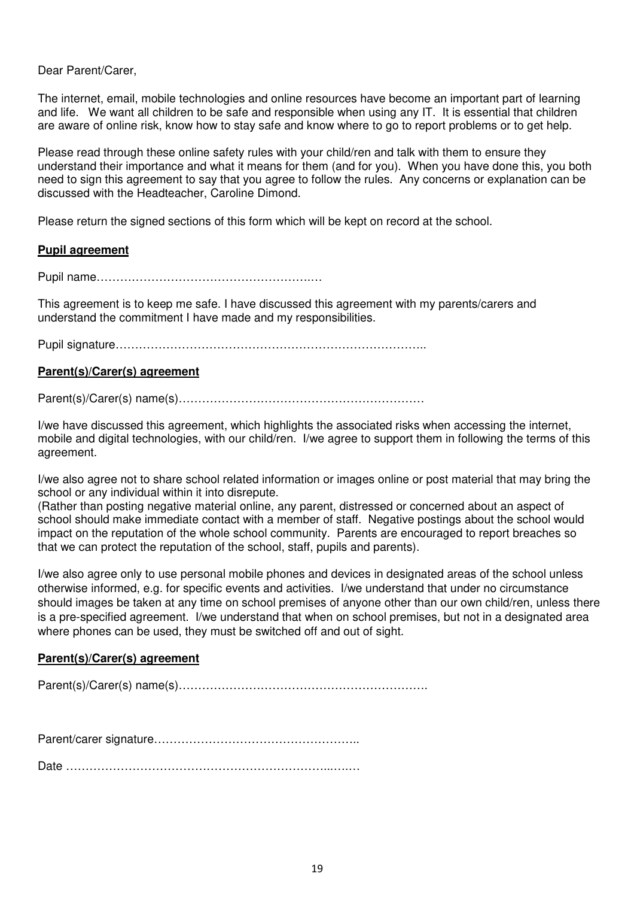Dear Parent/Carer,

The internet, email, mobile technologies and online resources have become an important part of learning and life. We want all children to be safe and responsible when using any IT. It is essential that children are aware of online risk, know how to stay safe and know where to go to report problems or to get help.

Please read through these online safety rules with your child/ren and talk with them to ensure they understand their importance and what it means for them (and for you). When you have done this, you both need to sign this agreement to say that you agree to follow the rules. Any concerns or explanation can be discussed with the Headteacher, Caroline Dimond.

Please return the signed sections of this form which will be kept on record at the school.

**<u>Pupil agreement</u>**

Pupil name…………………………………………………

This agreement is to keep me safe. I have discussed this agreement with my parents/carers and understand the commitment I have made and my responsibilities.

Pupil signature……………………………………………………………………..

**<u>Parent(s)/Carer(s) agreement</u>**

Parent(s)/Carer(s) name(s)………………………………………………………

I/we have discussed this agreement, which highlights the associated risks when accessing the internet, mobile and digital technologies, with our child/ren. I/we agree to support them in following the terms of this agreement.

I/we also agree not to share school related information or images online or post material that may bring the school or any individual within it into disrepute.
(Rather than posting negative material online, any parent, distressed or concerned about an aspect of school should make immediate contact with a member of staff. Negative postings about the school would impact on the reputation of the whole school community. Parents are encouraged to report breaches so that we can protect the reputation of the school, staff, pupils and parents).

I/we also agree only to use personal mobile phones and devices in designated areas of the school unless otherwise informed, e.g. for specific events and activities. I/we understand that under no circumstance should images be taken at any time on school premises of anyone other than our own child/ren, unless there is a pre-specified agreement. I/we understand that when on school premises, but not in a designated area where phones can be used, they must be switched off and out of sight.

**<u>Parent(s)/Carer(s) agreement</u>**

Parent(s)/Carer(s) name(s)……………………………………………………….

Parent/carer signature……………………………………………..

Date ………………………………………………………………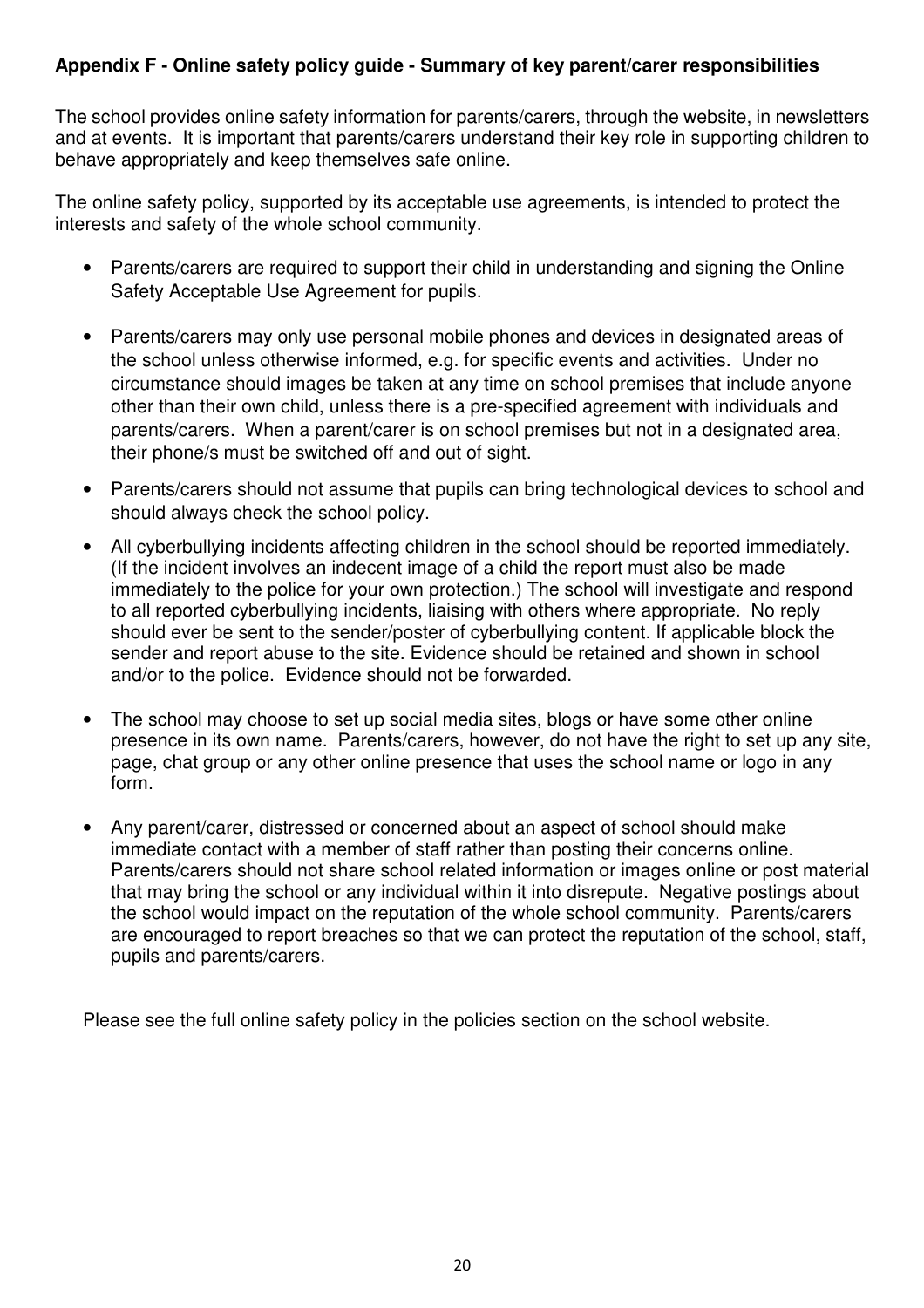## Appendix F - Online safety policy guide - Summary of key parent/carer responsibilities

The school provides online safety information for parents/carers, through the website, in newsletters and at events. It is important that parents/carers understand their key role in supporting children to behave appropriately and keep themselves safe online.

The online safety policy, supported by its acceptable use agreements, is intended to protect the interests and safety of the whole school community.

- Parents/carers are required to support their child in understanding and signing the Online Safety Acceptable Use Agreement for pupils.
- Parents/carers may only use personal mobile phones and devices in designated areas of the school unless otherwise informed, e.g. for specific events and activities. Under no circumstance should images be taken at any time on school premises that include anyone other than their own child, unless there is a pre-specified agreement with individuals and parents/carers. When a parent/carer is on school premises but not in a designated area, their phone/s must be switched off and out of sight.
- Parents/carers should not assume that pupils can bring technological devices to school and should always check the school policy.
- All cyberbullying incidents affecting children in the school should be reported immediately. (If the incident involves an indecent image of a child the report must also be made immediately to the police for your own protection.) The school will investigate and respond to all reported cyberbullying incidents, liaising with others where appropriate. No reply should ever be sent to the sender/poster of cyberbullying content. If applicable block the sender and report abuse to the site. Evidence should be retained and shown in school and/or to the police. Evidence should not be forwarded.
- The school may choose to set up social media sites, blogs or have some other online presence in its own name. Parents/carers, however, do not have the right to set up any site, page, chat group or any other online presence that uses the school name or logo in any form.
- Any parent/carer, distressed or concerned about an aspect of school should make immediate contact with a member of staff rather than posting their concerns online. Parents/carers should not share school related information or images online or post material that may bring the school or any individual within it into disrepute. Negative postings about the school would impact on the reputation of the whole school community. Parents/carers are encouraged to report breaches so that we can protect the reputation of the school, staff, pupils and parents/carers.

Please see the full online safety policy in the policies section on the school website.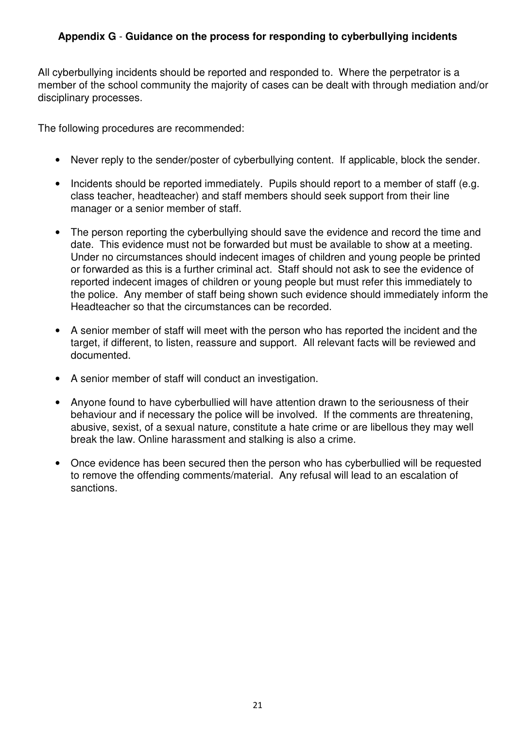### **Appendix G** - **Guidance on the process for responding to cyberbullying incidents**

All cyberbullying incidents should be reported and responded to. Where the perpetrator is a member of the school community the majority of cases can be dealt with through mediation and/or disciplinary processes.

The following procedures are recommended:

- Never reply to the sender/poster of cyberbullying content. If applicable, block the sender.
- Incidents should be reported immediately. Pupils should report to a member of staff (e.g. class teacher, headteacher) and staff members should seek support from their line manager or a senior member of staff.
- The person reporting the cyberbullying should save the evidence and record the time and date. This evidence must not be forwarded but must be available to show at a meeting. Under no circumstances should indecent images of children and young people be printed or forwarded as this is a further criminal act. Staff should not ask to see the evidence of reported indecent images of children or young people but must refer this immediately to the police. Any member of staff being shown such evidence should immediately inform the Headteacher so that the circumstances can be recorded.
- A senior member of staff will meet with the person who has reported the incident and the target, if different, to listen, reassure and support. All relevant facts will be reviewed and documented.
- A senior member of staff will conduct an investigation.
- Anyone found to have cyberbullied will have attention drawn to the seriousness of their behaviour and if necessary the police will be involved. If the comments are threatening, abusive, sexist, of a sexual nature, constitute a hate crime or are libellous they may well break the law. Online harassment and stalking is also a crime.
- Once evidence has been secured then the person who has cyberbullied will be requested to remove the offending comments/material. Any refusal will lead to an escalation of sanctions.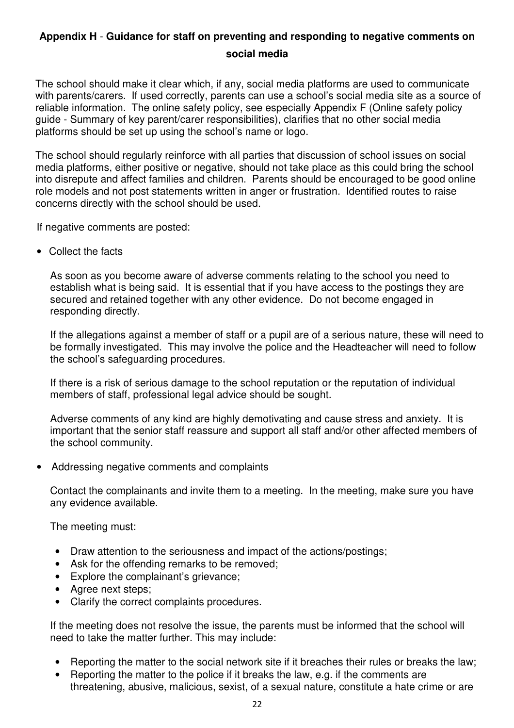## Appendix H - Guidance for staff on preventing and responding to negative comments on social media

The school should make it clear which, if any, social media platforms are used to communicate with parents/carers. If used correctly, parents can use a school's social media site as a source of reliable information. The online safety policy, see especially Appendix F (Online safety policy guide - Summary of key parent/carer responsibilities), clarifies that no other social media platforms should be set up using the school's name or logo.

The school should regularly reinforce with all parties that discussion of school issues on social media platforms, either positive or negative, should not take place as this could bring the school into disrepute and affect families and children. Parents should be encouraged to be good online role models and not post statements written in anger or frustration. Identified routes to raise concerns directly with the school should be used.

If negative comments are posted:

- Collect the facts

  As soon as you become aware of adverse comments relating to the school you need to establish what is being said. It is essential that if you have access to the postings they are secured and retained together with any other evidence. Do not become engaged in responding directly.

  If the allegations against a member of staff or a pupil are of a serious nature, these will need to be formally investigated. This may involve the police and the Headteacher will need to follow the school's safeguarding procedures.

  If there is a risk of serious damage to the school reputation or the reputation of individual members of staff, professional legal advice should be sought.

  Adverse comments of any kind are highly demotivating and cause stress and anxiety. It is important that the senior staff reassure and support all staff and/or other affected members of the school community.

- Addressing negative comments and complaints

  Contact the complainants and invite them to a meeting. In the meeting, make sure you have any evidence available.

  The meeting must:

  - Draw attention to the seriousness and impact of the actions/postings;
  - Ask for the offending remarks to be removed;
  - Explore the complainant's grievance;
  - Agree next steps;
  - Clarify the correct complaints procedures.

  If the meeting does not resolve the issue, the parents must be informed that the school will need to take the matter further. This may include:

  - Reporting the matter to the social network site if it breaches their rules or breaks the law;
  - Reporting the matter to the police if it breaks the law, e.g. if the comments are threatening, abusive, malicious, sexist, of a sexual nature, constitute a hate crime or are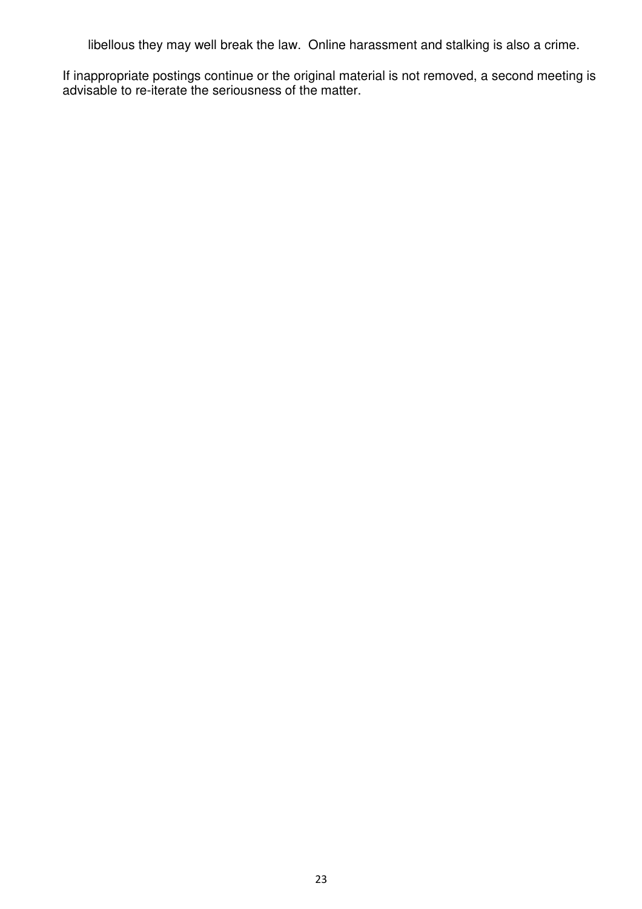libellous they may well break the law. Online harassment and stalking is also a crime.

If inappropriate postings continue or the original material is not removed, a second meeting is advisable to re-iterate the seriousness of the matter.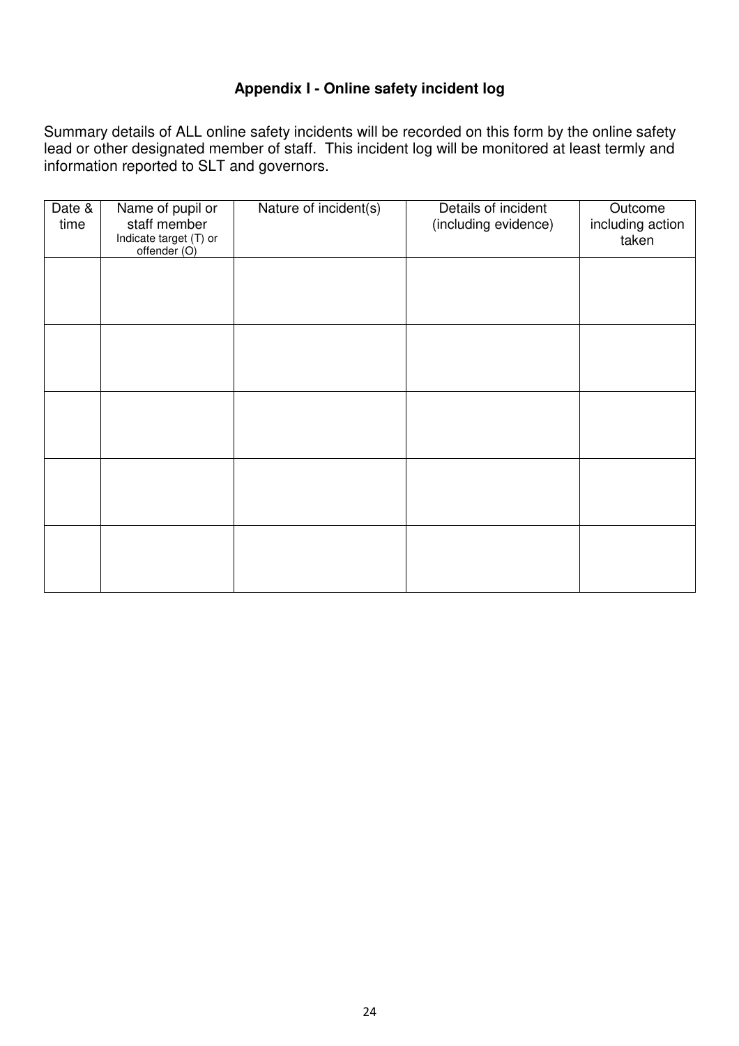## Appendix I - Online safety incident log

Summary details of ALL online safety incidents will be recorded on this form by the online safety lead or other designated member of staff. This incident log will be monitored at least termly and information reported to SLT and governors.

| Date & time | Name of pupil or staff member Indicate target (T) or offender (O) | Nature of incident(s) | Details of incident (including evidence) | Outcome including action taken |
|---|---|---|---|---|
| | | | | |
| | | | | |
| | | | | |
| | | | | |
| | | | | |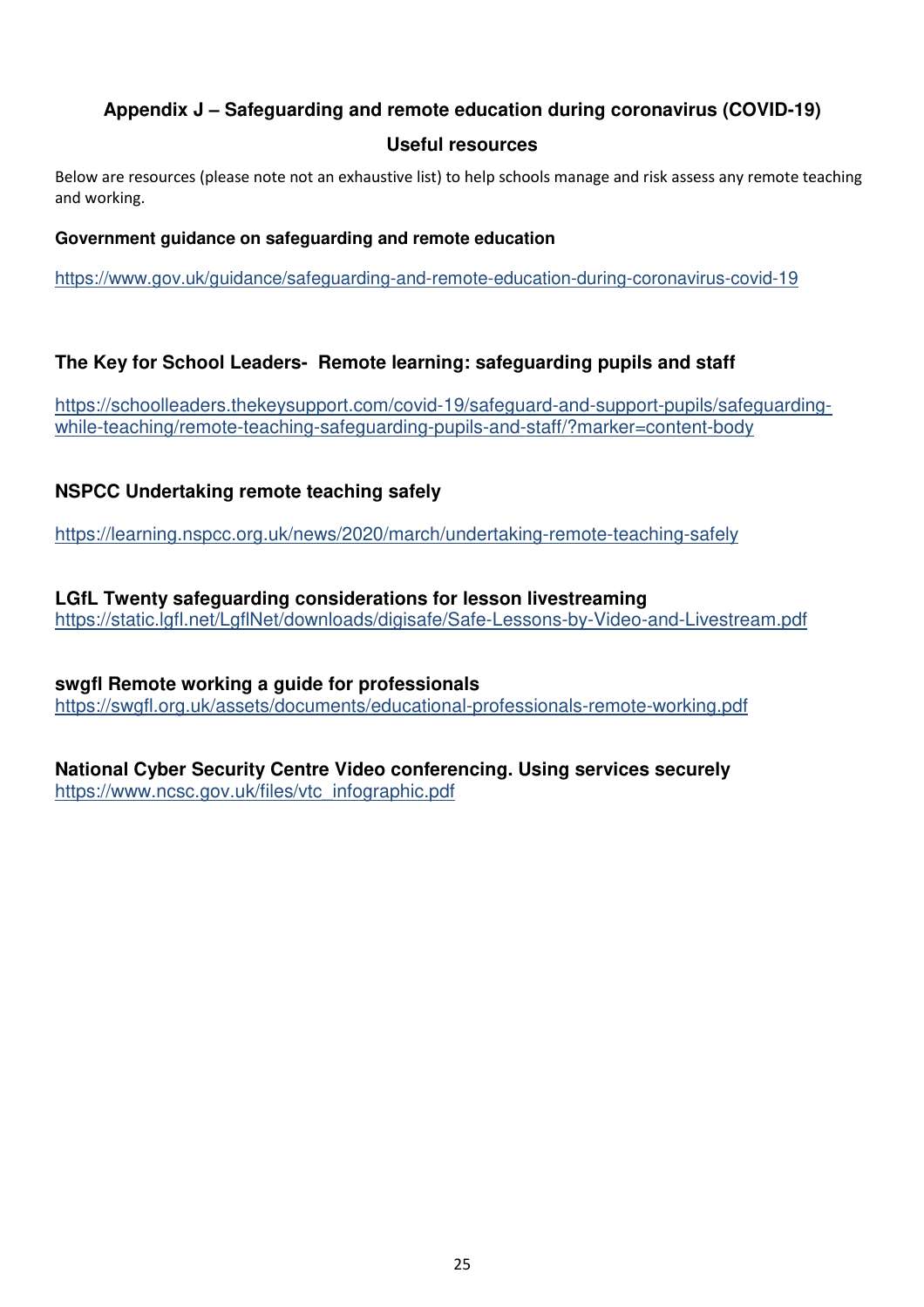## Appendix J – Safeguarding and remote education during coronavirus (COVID-19)

### Useful resources

Below are resources (please note not an exhaustive list) to help schools manage and risk assess any remote teaching and working.

**Government guidance on safeguarding and remote education**

https://www.gov.uk/guidance/safeguarding-and-remote-education-during-coronavirus-covid-19

**The Key for School Leaders- Remote learning: safeguarding pupils and staff**

https://schoolleaders.thekeysupport.com/covid-19/safeguard-and-support-pupils/safeguarding-while-teaching/remote-teaching-safeguarding-pupils-and-staff/?marker=content-body

**NSPCC Undertaking remote teaching safely**

https://learning.nspcc.org.uk/news/2020/march/undertaking-remote-teaching-safely

**LGfL Twenty safeguarding considerations for lesson livestreaming**
https://static.lgfl.net/LgflNet/downloads/digisafe/Safe-Lessons-by-Video-and-Livestream.pdf

**swgfl Remote working a guide for professionals**
https://swgfl.org.uk/assets/documents/educational-professionals-remote-working.pdf

**National Cyber Security Centre Video conferencing. Using services securely**
https://www.ncsc.gov.uk/files/vtc_infographic.pdf